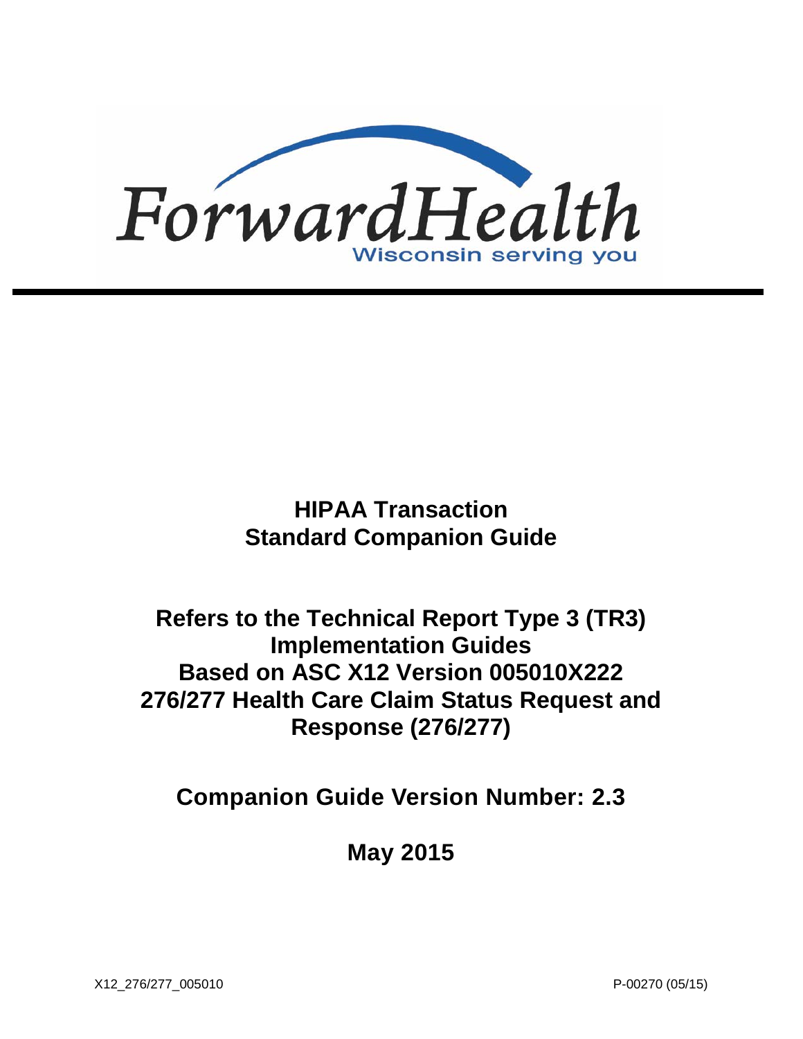ForwardHealth

Wisconsin serving you

# HIPAA Transaction Standard Companion Guide

## Refers to the Technical Report Type 3 (TR3) Implementation Guides Based on ASC X12 Version 005010X222 276/277 Health Care Claim Status Request and Response (276/277)

## Companion Guide Version Number: 2.3

## May 2015

X12_276/277_005010 P-00270 (05/15)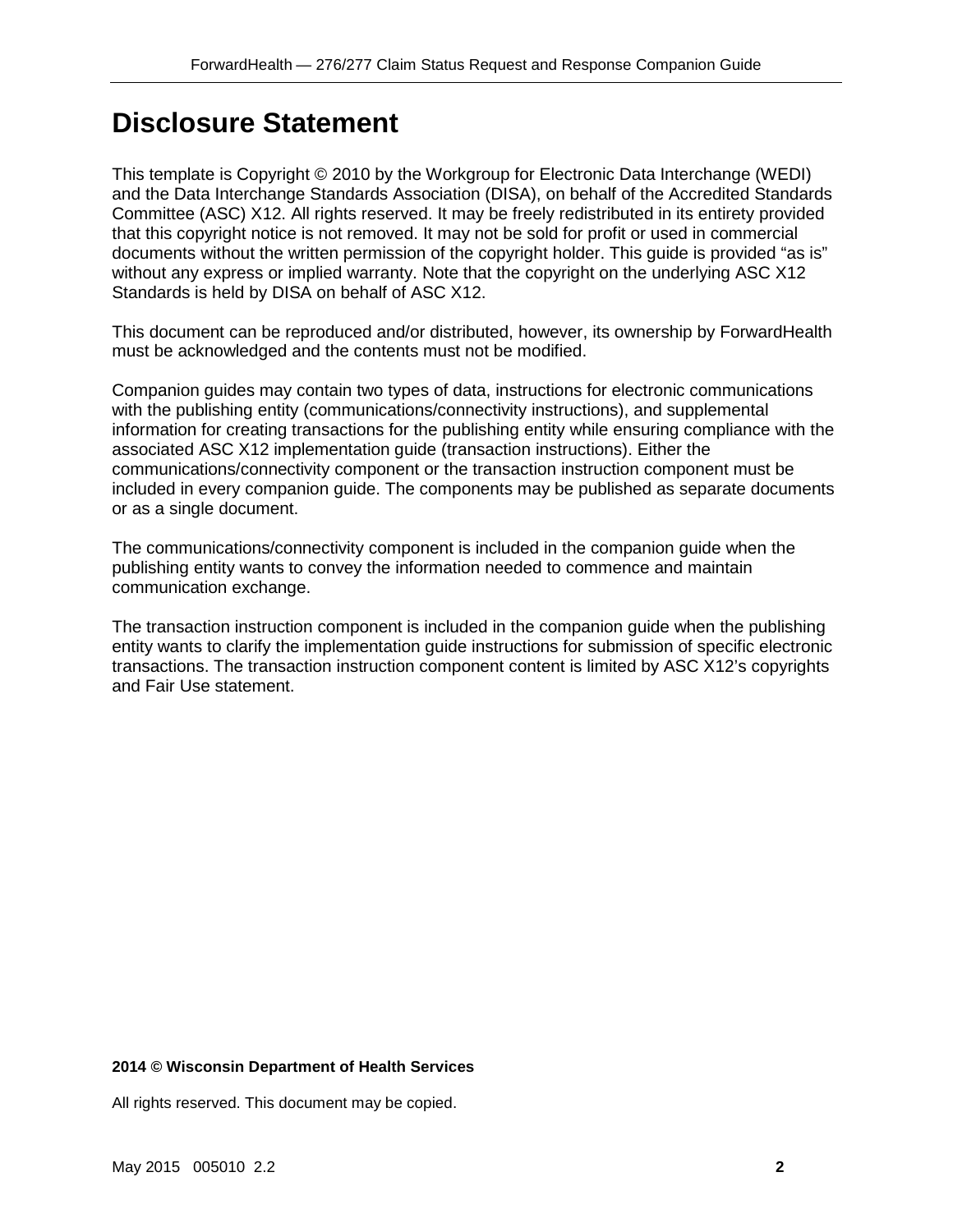# Disclosure Statement

This template is Copyright © 2010 by the Workgroup for Electronic Data Interchange (WEDI) and the Data Interchange Standards Association (DISA), on behalf of the Accredited Standards Committee (ASC) X12. All rights reserved. It may be freely redistributed in its entirety provided that this copyright notice is not removed. It may not be sold for profit or used in commercial documents without the written permission of the copyright holder. This guide is provided "as is" without any express or implied warranty. Note that the copyright on the underlying ASC X12 Standards is held by DISA on behalf of ASC X12.

This document can be reproduced and/or distributed, however, its ownership by ForwardHealth must be acknowledged and the contents must not be modified.

Companion guides may contain two types of data, instructions for electronic communications with the publishing entity (communications/connectivity instructions), and supplemental information for creating transactions for the publishing entity while ensuring compliance with the associated ASC X12 implementation guide (transaction instructions). Either the communications/connectivity component or the transaction instruction component must be included in every companion guide. The components may be published as separate documents or as a single document.

The communications/connectivity component is included in the companion guide when the publishing entity wants to convey the information needed to commence and maintain communication exchange.

The transaction instruction component is included in the companion guide when the publishing entity wants to clarify the implementation guide instructions for submission of specific electronic transactions. The transaction instruction component content is limited by ASC X12's copyrights and Fair Use statement.

**2014 © Wisconsin Department of Health Services**

All rights reserved. This document may be copied.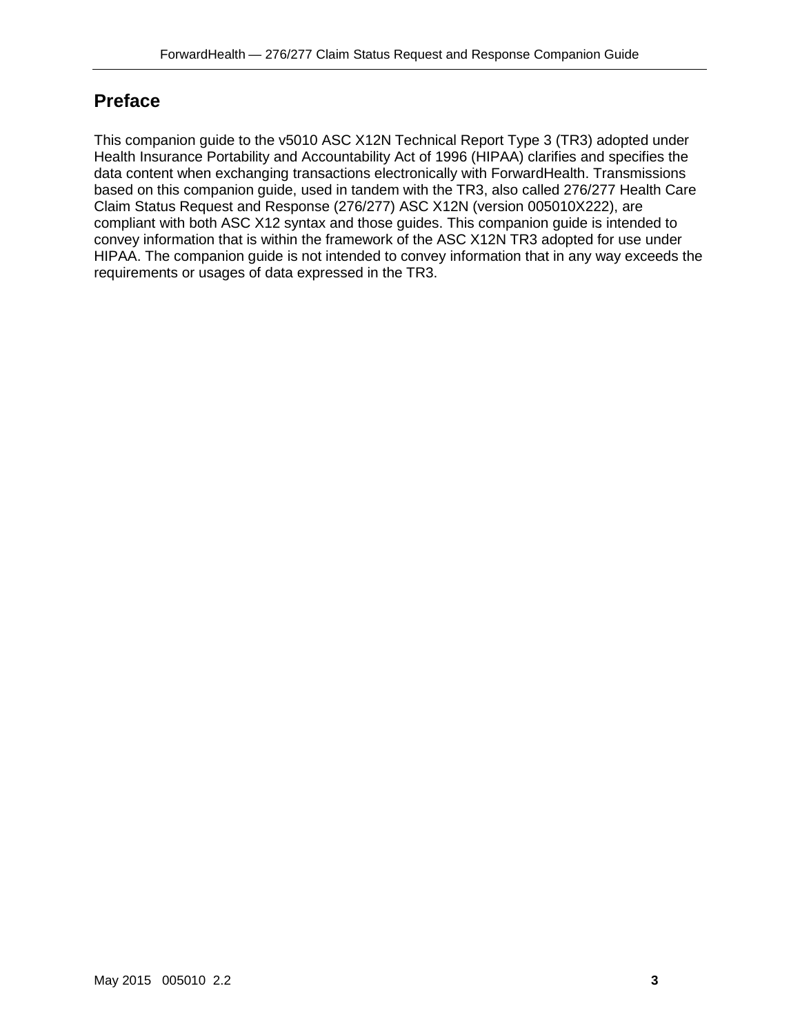## Preface

This companion guide to the v5010 ASC X12N Technical Report Type 3 (TR3) adopted under Health Insurance Portability and Accountability Act of 1996 (HIPAA) clarifies and specifies the data content when exchanging transactions electronically with ForwardHealth. Transmissions based on this companion guide, used in tandem with the TR3, also called 276/277 Health Care Claim Status Request and Response (276/277) ASC X12N (version 005010X222), are compliant with both ASC X12 syntax and those guides. This companion guide is intended to convey information that is within the framework of the ASC X12N TR3 adopted for use under HIPAA. The companion guide is not intended to convey information that in any way exceeds the requirements or usages of data expressed in the TR3.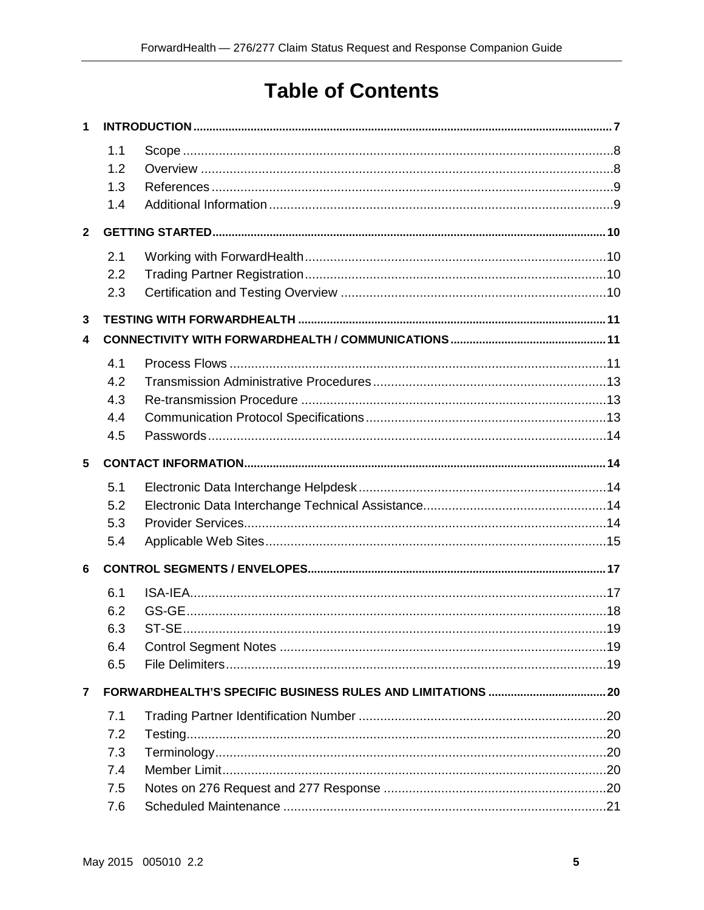# Table of Contents

1 INTRODUCTION ........ 7

- 1.1 Scope ........ 8
- 1.2 Overview ........ 8
- 1.3 References ........ 9
- 1.4 Additional Information ........ 9

2 GETTING STARTED ........ 10

- 2.1 Working with ForwardHealth ........ 10
- 2.2 Trading Partner Registration ........ 10
- 2.3 Certification and Testing Overview ........ 10

3 TESTING WITH FORWARDHEALTH ........ 11

4 CONNECTIVITY WITH FORWARDHEALTH / COMMUNICATIONS ........ 11

- 4.1 Process Flows ........ 11
- 4.2 Transmission Administrative Procedures ........ 13
- 4.3 Re-transmission Procedure ........ 13
- 4.4 Communication Protocol Specifications ........ 13
- 4.5 Passwords ........ 14

5 CONTACT INFORMATION ........ 14

- 5.1 Electronic Data Interchange Helpdesk ........ 14
- 5.2 Electronic Data Interchange Technical Assistance ........ 14
- 5.3 Provider Services ........ 14
- 5.4 Applicable Web Sites ........ 15

6 CONTROL SEGMENTS / ENVELOPES ........ 17

- 6.1 ISA-IEA ........ 17
- 6.2 GS-GE ........ 18
- 6.3 ST-SE ........ 19
- 6.4 Control Segment Notes ........ 19
- 6.5 File Delimiters ........ 19

7 FORWARDHEALTH'S SPECIFIC BUSINESS RULES AND LIMITATIONS ........ 20

- 7.1 Trading Partner Identification Number ........ 20
- 7.2 Testing ........ 20
- 7.3 Terminology ........ 20
- 7.4 Member Limit ........ 20
- 7.5 Notes on 276 Request and 277 Response ........ 20
- 7.6 Scheduled Maintenance ........ 21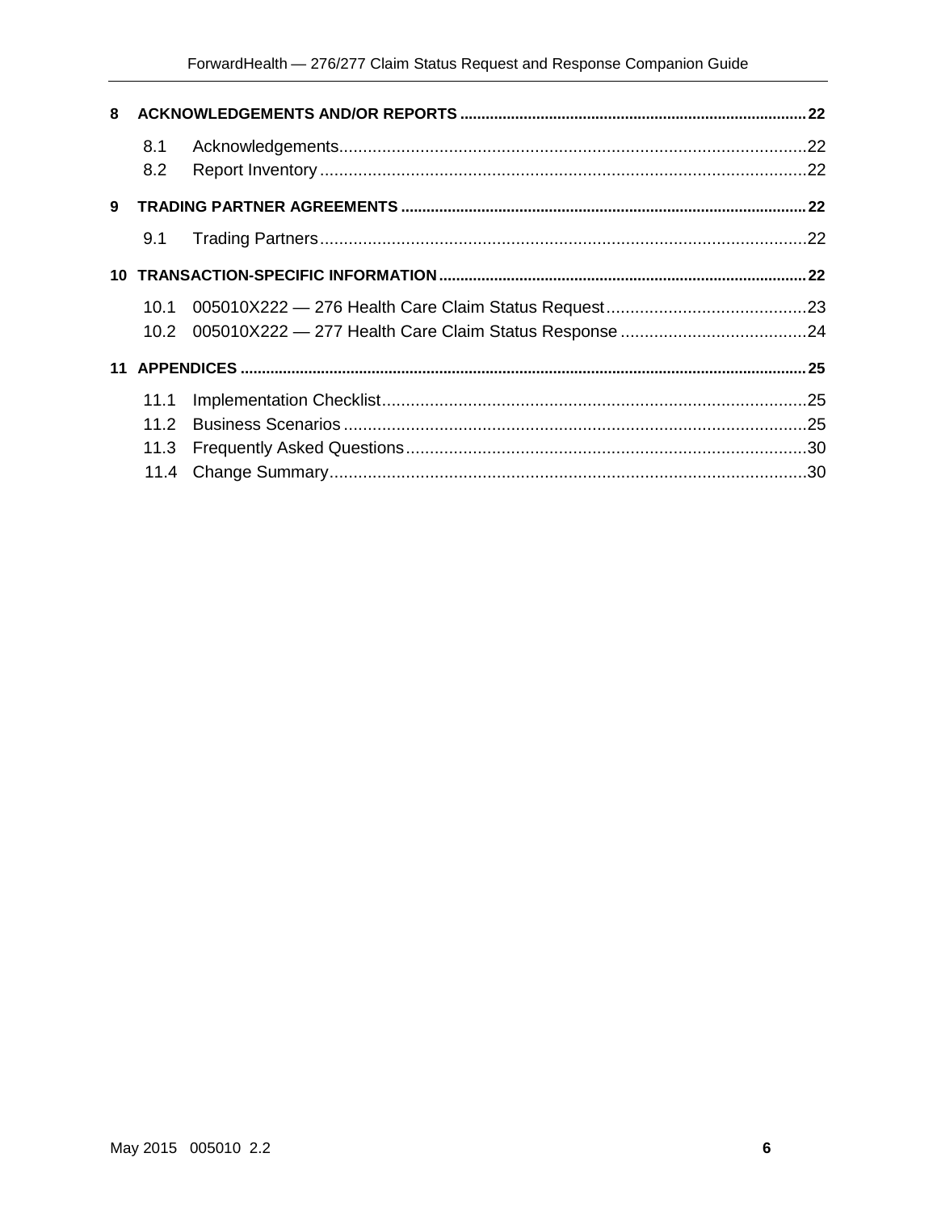**8 ACKNOWLEDGEMENTS AND/OR REPORTS** ..... 22

- 8.1 Acknowledgements ..... 22
- 8.2 Report Inventory ..... 22

**9 TRADING PARTNER AGREEMENTS** ..... 22

- 9.1 Trading Partners ..... 22

**10 TRANSACTION-SPECIFIC INFORMATION** ..... 22

- 10.1 005010X222 — 276 Health Care Claim Status Request ..... 23
- 10.2 005010X222 — 277 Health Care Claim Status Response ..... 24

**11 APPENDICES** ..... 25

- 11.1 Implementation Checklist ..... 25
- 11.2 Business Scenarios ..... 25
- 11.3 Frequently Asked Questions ..... 30
- 11.4 Change Summary ..... 30

May 2015 005010 2.2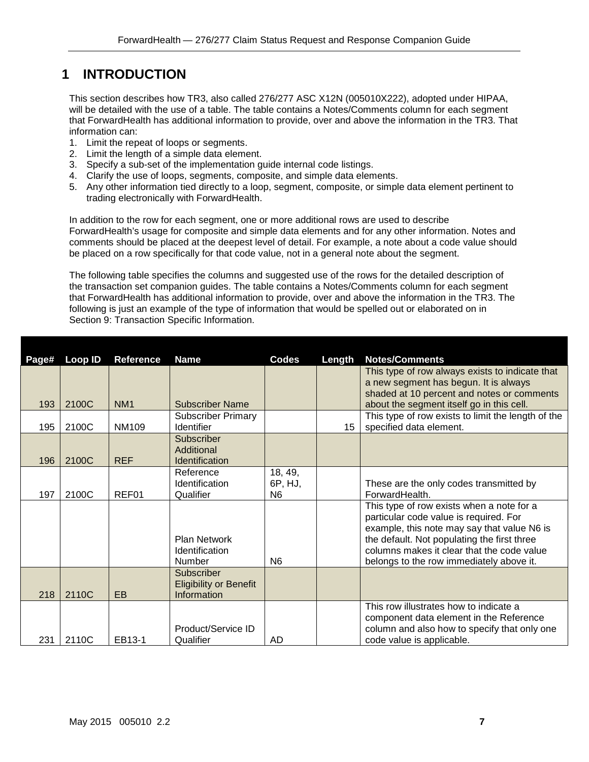# 1 INTRODUCTION

This section describes how TR3, also called 276/277 ASC X12N (005010X222), adopted under HIPAA, will be detailed with the use of a table. The table contains a Notes/Comments column for each segment that ForwardHealth has additional information to provide, over and above the information in the TR3. That information can:

1. Limit the repeat of loops or segments.
2. Limit the length of a simple data element.
3. Specify a sub-set of the implementation guide internal code listings.
4. Clarify the use of loops, segments, composite, and simple data elements.
5. Any other information tied directly to a loop, segment, composite, or simple data element pertinent to trading electronically with ForwardHealth.

In addition to the row for each segment, one or more additional rows are used to describe ForwardHealth's usage for composite and simple data elements and for any other information. Notes and comments should be placed at the deepest level of detail. For example, a note about a code value should be placed on a row specifically for that code value, not in a general note about the segment.

The following table specifies the columns and suggested use of the rows for the detailed description of the transaction set companion guides. The table contains a Notes/Comments column for each segment that ForwardHealth has additional information to provide, over and above the information in the TR3. The following is just an example of the type of information that would be spelled out or elaborated on in Section 9: Transaction Specific Information.

| Page# | Loop ID | Reference | Name | Codes | Length | Notes/Comments |
|---|---|---|---|---|---|---|
| 193 | 2100C | NM1 | Subscriber Name | | | This type of row always exists to indicate that a new segment has begun. It is always shaded at 10 percent and notes or comments about the segment itself go in this cell. |
| 195 | 2100C | NM109 | Subscriber Primary Identifier | | 15 | This type of row exists to limit the length of the specified data element. |
| 196 | 2100C | REF | Subscriber Additional Identification | | | |
| 197 | 2100C | REF01 | Reference Identification Qualifier | 18, 49, 6P, HJ, N6 | | These are the only codes transmitted by ForwardHealth. |
| | | | Plan Network Identification Number | N6 | | This type of row exists when a note for a particular code value is required. For example, this note may say that value N6 is the default. Not populating the first three columns makes it clear that the code value belongs to the row immediately above it. |
| 218 | 2110C | EB | Subscriber Eligibility or Benefit Information | | | |
| 231 | 2110C | EB13-1 | Product/Service ID Qualifier | AD | | This row illustrates how to indicate a component data element in the Reference column and also how to specify that only one code value is applicable. |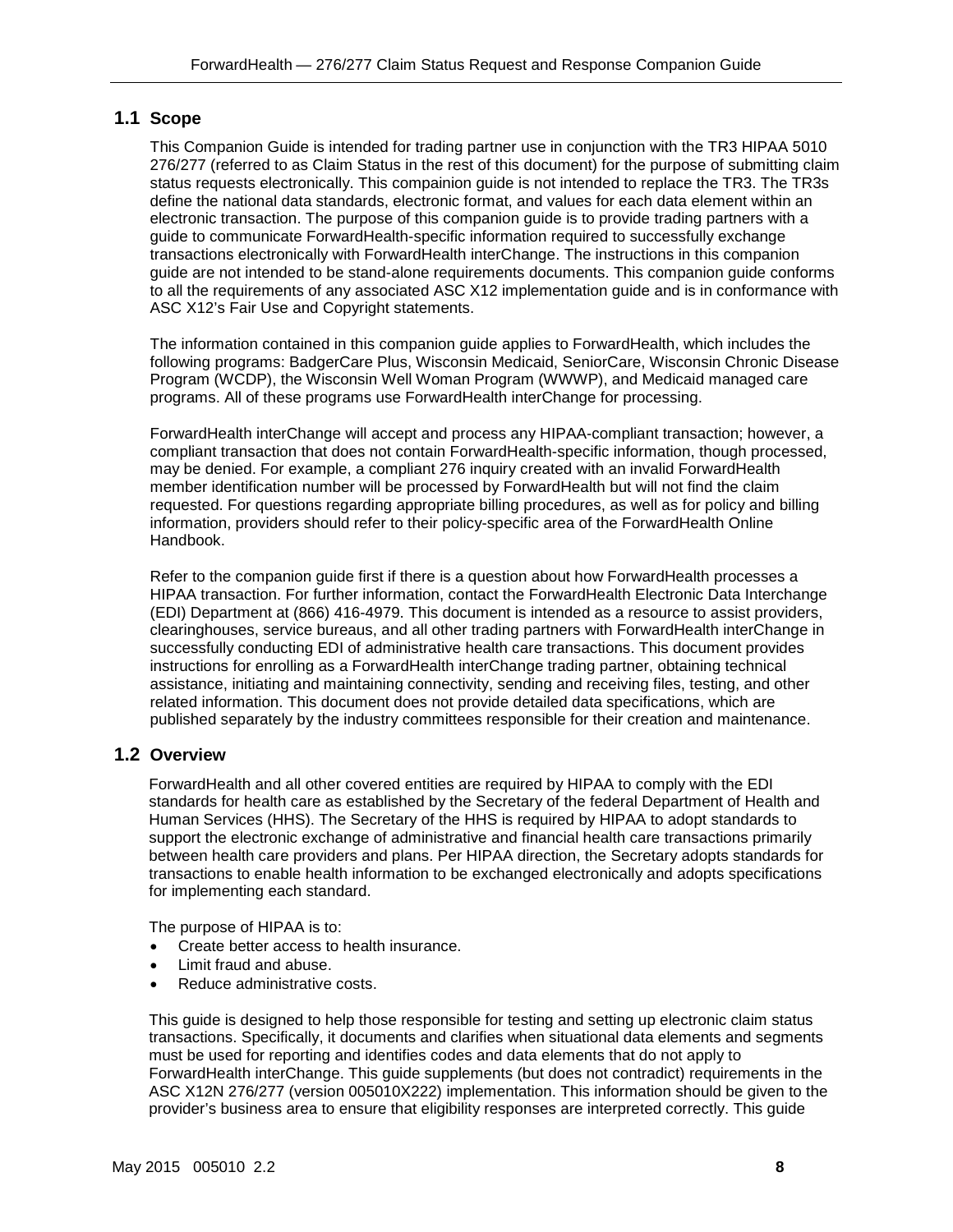## 1.1 Scope

This Companion Guide is intended for trading partner use in conjunction with the TR3 HIPAA 5010 276/277 (referred to as Claim Status in the rest of this document) for the purpose of submitting claim status requests electronically. This compainion guide is not intended to replace the TR3. The TR3s define the national data standards, electronic format, and values for each data element within an electronic transaction. The purpose of this companion guide is to provide trading partners with a guide to communicate ForwardHealth-specific information required to successfully exchange transactions electronically with ForwardHealth interChange. The instructions in this companion guide are not intended to be stand-alone requirements documents. This companion guide conforms to all the requirements of any associated ASC X12 implementation guide and is in conformance with ASC X12's Fair Use and Copyright statements.

The information contained in this companion guide applies to ForwardHealth, which includes the following programs: BadgerCare Plus, Wisconsin Medicaid, SeniorCare, Wisconsin Chronic Disease Program (WCDP), the Wisconsin Well Woman Program (WWWP), and Medicaid managed care programs. All of these programs use ForwardHealth interChange for processing.

ForwardHealth interChange will accept and process any HIPAA-compliant transaction; however, a compliant transaction that does not contain ForwardHealth-specific information, though processed, may be denied. For example, a compliant 276 inquiry created with an invalid ForwardHealth member identification number will be processed by ForwardHealth but will not find the claim requested. For questions regarding appropriate billing procedures, as well as for policy and billing information, providers should refer to their policy-specific area of the ForwardHealth Online Handbook.

Refer to the companion guide first if there is a question about how ForwardHealth processes a HIPAA transaction. For further information, contact the ForwardHealth Electronic Data Interchange (EDI) Department at (866) 416-4979. This document is intended as a resource to assist providers, clearinghouses, service bureaus, and all other trading partners with ForwardHealth interChange in successfully conducting EDI of administrative health care transactions. This document provides instructions for enrolling as a ForwardHealth interChange trading partner, obtaining technical assistance, initiating and maintaining connectivity, sending and receiving files, testing, and other related information. This document does not provide detailed data specifications, which are published separately by the industry committees responsible for their creation and maintenance.

## 1.2 Overview

ForwardHealth and all other covered entities are required by HIPAA to comply with the EDI standards for health care as established by the Secretary of the federal Department of Health and Human Services (HHS). The Secretary of the HHS is required by HIPAA to adopt standards to support the electronic exchange of administrative and financial health care transactions primarily between health care providers and plans. Per HIPAA direction, the Secretary adopts standards for transactions to enable health information to be exchanged electronically and adopts specifications for implementing each standard.

The purpose of HIPAA is to:

- Create better access to health insurance.
- Limit fraud and abuse.
- Reduce administrative costs.

This guide is designed to help those responsible for testing and setting up electronic claim status transactions. Specifically, it documents and clarifies when situational data elements and segments must be used for reporting and identifies codes and data elements that do not apply to ForwardHealth interChange. This guide supplements (but does not contradict) requirements in the ASC X12N 276/277 (version 005010X222) implementation. This information should be given to the provider's business area to ensure that eligibility responses are interpreted correctly. This guide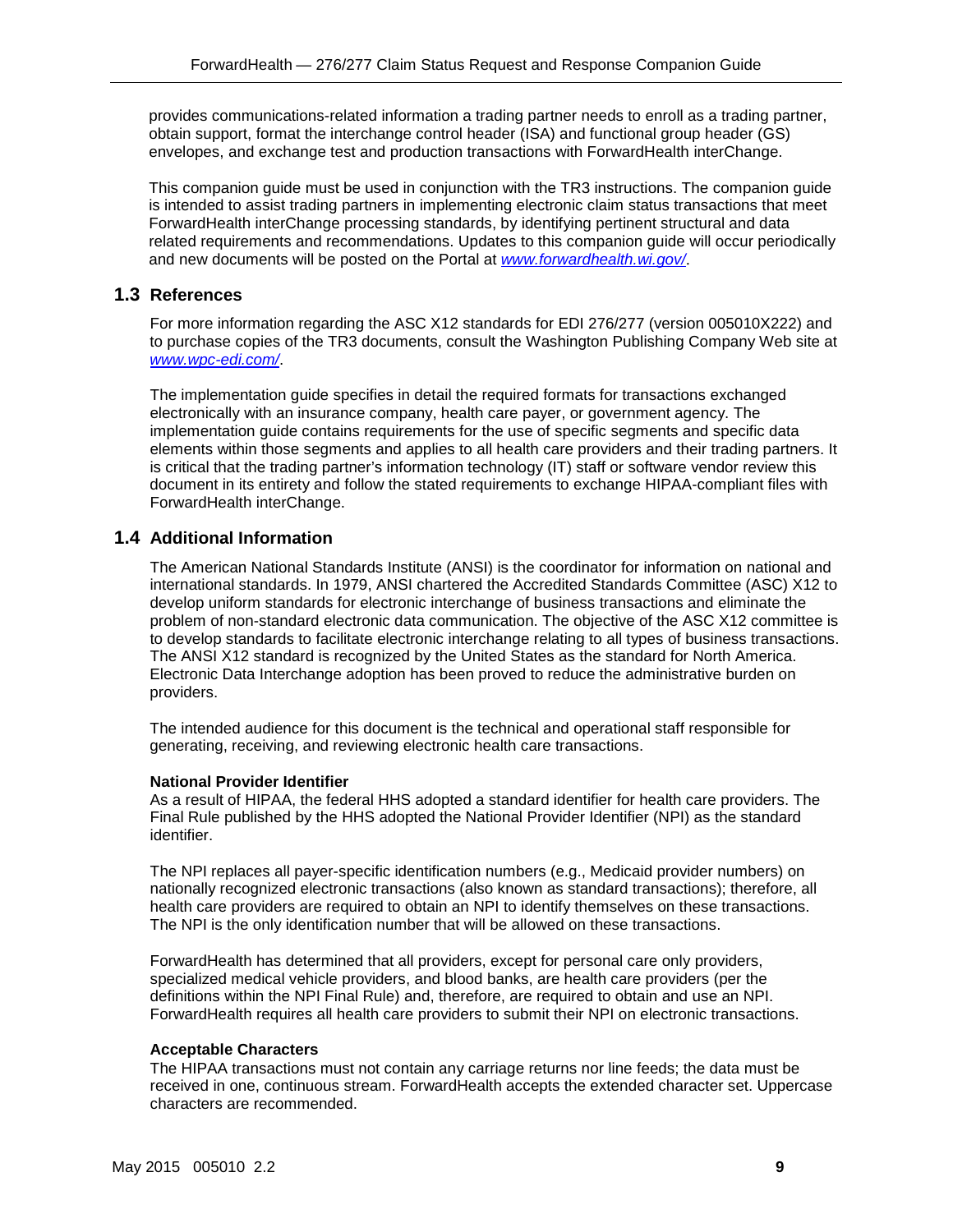provides communications-related information a trading partner needs to enroll as a trading partner, obtain support, format the interchange control header (ISA) and functional group header (GS) envelopes, and exchange test and production transactions with ForwardHealth interChange.

This companion guide must be used in conjunction with the TR3 instructions. The companion guide is intended to assist trading partners in implementing electronic claim status transactions that meet ForwardHealth interChange processing standards, by identifying pertinent structural and data related requirements and recommendations. Updates to this companion guide will occur periodically and new documents will be posted on the Portal at *www.forwardhealth.wi.gov/*.

## 1.3 References

For more information regarding the ASC X12 standards for EDI 276/277 (version 005010X222) and to purchase copies of the TR3 documents, consult the Washington Publishing Company Web site at *www.wpc-edi.com/*.

The implementation guide specifies in detail the required formats for transactions exchanged electronically with an insurance company, health care payer, or government agency. The implementation guide contains requirements for the use of specific segments and specific data elements within those segments and applies to all health care providers and their trading partners. It is critical that the trading partner's information technology (IT) staff or software vendor review this document in its entirety and follow the stated requirements to exchange HIPAA-compliant files with ForwardHealth interChange.

## 1.4 Additional Information

The American National Standards Institute (ANSI) is the coordinator for information on national and international standards. In 1979, ANSI chartered the Accredited Standards Committee (ASC) X12 to develop uniform standards for electronic interchange of business transactions and eliminate the problem of non-standard electronic data communication. The objective of the ASC X12 committee is to develop standards to facilitate electronic interchange relating to all types of business transactions. The ANSI X12 standard is recognized by the United States as the standard for North America. Electronic Data Interchange adoption has been proved to reduce the administrative burden on providers.

The intended audience for this document is the technical and operational staff responsible for generating, receiving, and reviewing electronic health care transactions.

**National Provider Identifier**

As a result of HIPAA, the federal HHS adopted a standard identifier for health care providers. The Final Rule published by the HHS adopted the National Provider Identifier (NPI) as the standard identifier.

The NPI replaces all payer-specific identification numbers (e.g., Medicaid provider numbers) on nationally recognized electronic transactions (also known as standard transactions); therefore, all health care providers are required to obtain an NPI to identify themselves on these transactions. The NPI is the only identification number that will be allowed on these transactions.

ForwardHealth has determined that all providers, except for personal care only providers, specialized medical vehicle providers, and blood banks, are health care providers (per the definitions within the NPI Final Rule) and, therefore, are required to obtain and use an NPI. ForwardHealth requires all health care providers to submit their NPI on electronic transactions.

**Acceptable Characters**

The HIPAA transactions must not contain any carriage returns nor line feeds; the data must be received in one, continuous stream. ForwardHealth accepts the extended character set. Uppercase characters are recommended.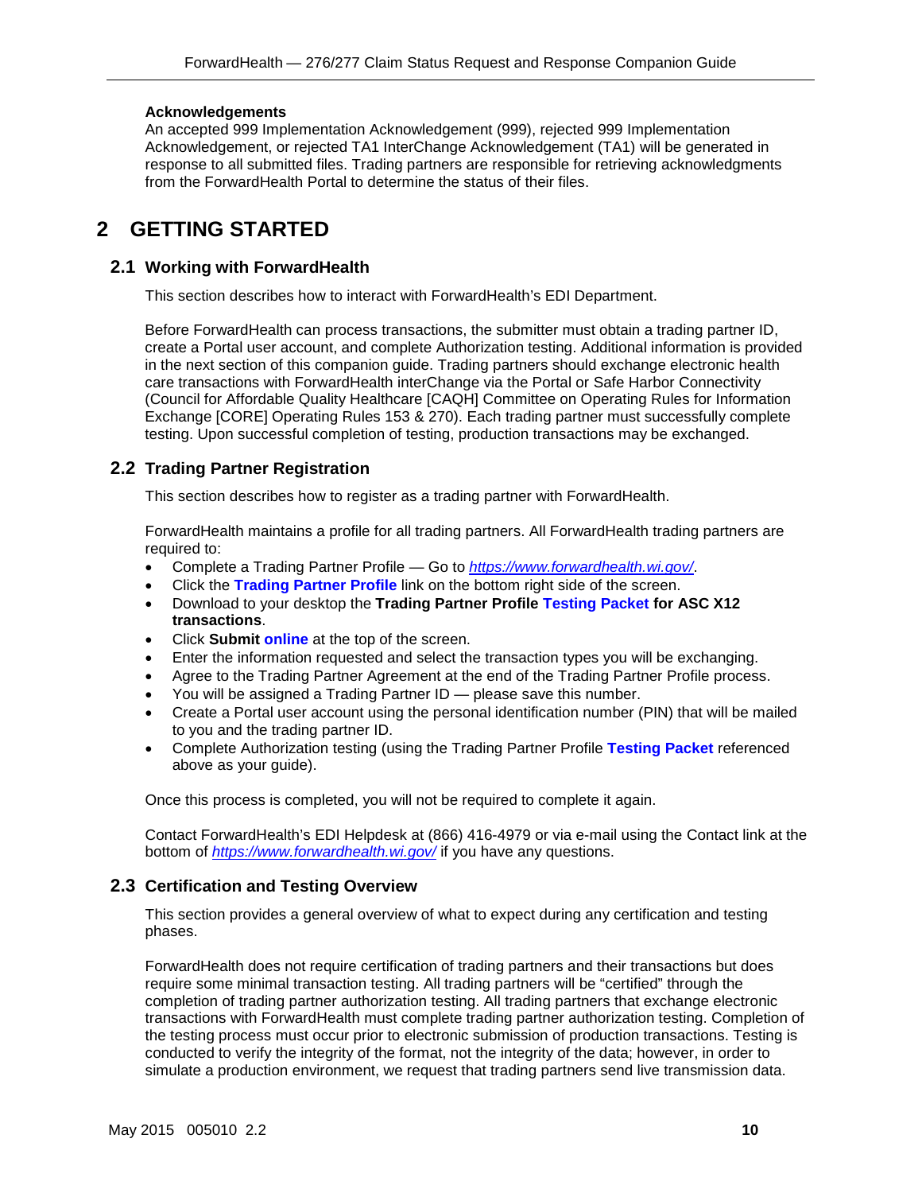**Acknowledgements**
An accepted 999 Implementation Acknowledgement (999), rejected 999 Implementation Acknowledgement, or rejected TA1 InterChange Acknowledgement (TA1) will be generated in response to all submitted files. Trading partners are responsible for retrieving acknowledgments from the ForwardHealth Portal to determine the status of their files.

# 2 GETTING STARTED

## 2.1 Working with ForwardHealth

This section describes how to interact with ForwardHealth's EDI Department.

Before ForwardHealth can process transactions, the submitter must obtain a trading partner ID, create a Portal user account, and complete Authorization testing. Additional information is provided in the next section of this companion guide. Trading partners should exchange electronic health care transactions with ForwardHealth interChange via the Portal or Safe Harbor Connectivity (Council for Affordable Quality Healthcare [CAQH] Committee on Operating Rules for Information Exchange [CORE] Operating Rules 153 & 270). Each trading partner must successfully complete testing. Upon successful completion of testing, production transactions may be exchanged.

## 2.2 Trading Partner Registration

This section describes how to register as a trading partner with ForwardHealth.

ForwardHealth maintains a profile for all trading partners. All ForwardHealth trading partners are required to:

- Complete a Trading Partner Profile — Go to *https://www.forwardhealth.wi.gov/*.
- Click the **Trading Partner Profile** link on the bottom right side of the screen.
- Download to your desktop the **Trading Partner Profile Testing Packet for ASC X12 transactions**.
- Click **Submit online** at the top of the screen.
- Enter the information requested and select the transaction types you will be exchanging.
- Agree to the Trading Partner Agreement at the end of the Trading Partner Profile process.
- You will be assigned a Trading Partner ID — please save this number.
- Create a Portal user account using the personal identification number (PIN) that will be mailed to you and the trading partner ID.
- Complete Authorization testing (using the Trading Partner Profile **Testing Packet** referenced above as your guide).

Once this process is completed, you will not be required to complete it again.

Contact ForwardHealth's EDI Helpdesk at (866) 416-4979 or via e-mail using the Contact link at the bottom of *https://www.forwardhealth.wi.gov/* if you have any questions.

## 2.3 Certification and Testing Overview

This section provides a general overview of what to expect during any certification and testing phases.

ForwardHealth does not require certification of trading partners and their transactions but does require some minimal transaction testing. All trading partners will be "certified" through the completion of trading partner authorization testing. All trading partners that exchange electronic transactions with ForwardHealth must complete trading partner authorization testing. Completion of the testing process must occur prior to electronic submission of production transactions. Testing is conducted to verify the integrity of the format, not the integrity of the data; however, in order to simulate a production environment, we request that trading partners send live transmission data.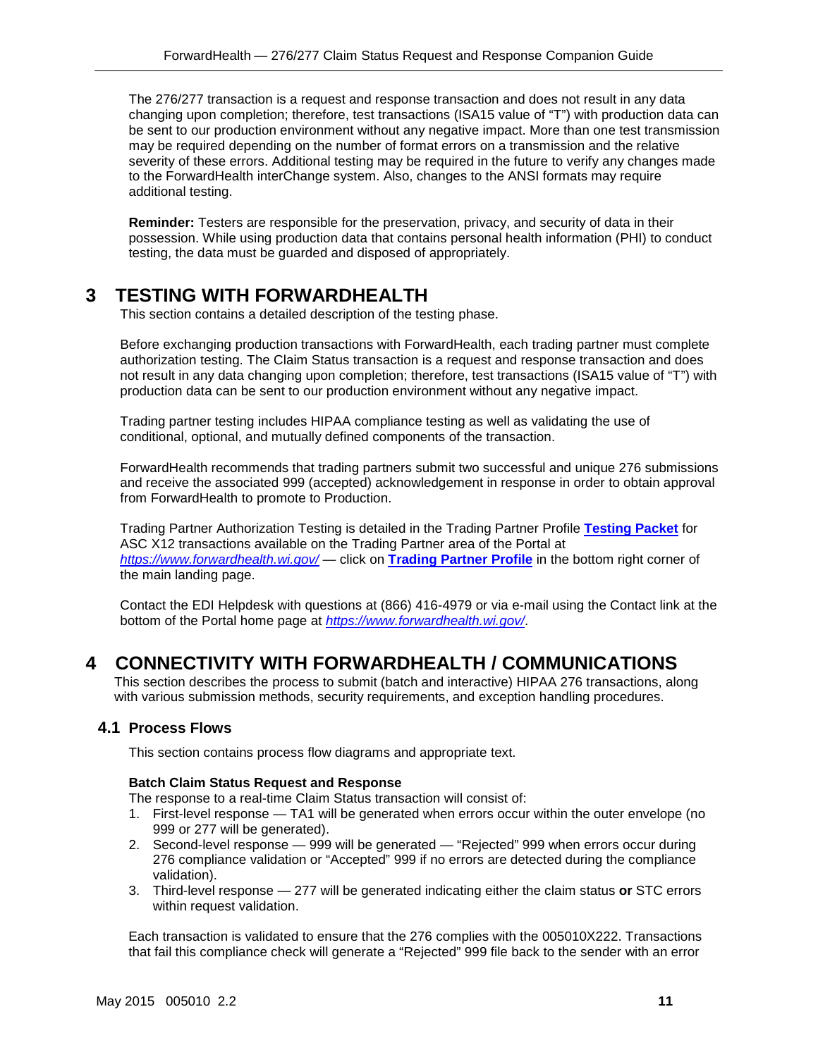The 276/277 transaction is a request and response transaction and does not result in any data changing upon completion; therefore, test transactions (ISA15 value of "T") with production data can be sent to our production environment without any negative impact. More than one test transmission may be required depending on the number of format errors on a transmission and the relative severity of these errors. Additional testing may be required in the future to verify any changes made to the ForwardHealth interChange system. Also, changes to the ANSI formats may require additional testing.

**Reminder:** Testers are responsible for the preservation, privacy, and security of data in their possession. While using production data that contains personal health information (PHI) to conduct testing, the data must be guarded and disposed of appropriately.

# 3 TESTING WITH FORWARDHEALTH

This section contains a detailed description of the testing phase.

Before exchanging production transactions with ForwardHealth, each trading partner must complete authorization testing. The Claim Status transaction is a request and response transaction and does not result in any data changing upon completion; therefore, test transactions (ISA15 value of "T") with production data can be sent to our production environment without any negative impact.

Trading partner testing includes HIPAA compliance testing as well as validating the use of conditional, optional, and mutually defined components of the transaction.

ForwardHealth recommends that trading partners submit two successful and unique 276 submissions and receive the associated 999 (accepted) acknowledgement in response in order to obtain approval from ForwardHealth to promote to Production.

Trading Partner Authorization Testing is detailed in the Trading Partner Profile **Testing Packet** for ASC X12 transactions available on the Trading Partner area of the Portal at *https://www.forwardhealth.wi.gov/* — click on **Trading Partner Profile** in the bottom right corner of the main landing page.

Contact the EDI Helpdesk with questions at (866) 416-4979 or via e-mail using the Contact link at the bottom of the Portal home page at *https://www.forwardhealth.wi.gov/*.

# 4 CONNECTIVITY WITH FORWARDHEALTH / COMMUNICATIONS

This section describes the process to submit (batch and interactive) HIPAA 276 transactions, along with various submission methods, security requirements, and exception handling procedures.

## 4.1 Process Flows

This section contains process flow diagrams and appropriate text.

**Batch Claim Status Request and Response**

The response to a real-time Claim Status transaction will consist of:

1. First-level response — TA1 will be generated when errors occur within the outer envelope (no 999 or 277 will be generated).
2. Second-level response — 999 will be generated — "Rejected" 999 when errors occur during 276 compliance validation or "Accepted" 999 if no errors are detected during the compliance validation).
3. Third-level response — 277 will be generated indicating either the claim status **or** STC errors within request validation.

Each transaction is validated to ensure that the 276 complies with the 005010X222. Transactions that fail this compliance check will generate a "Rejected" 999 file back to the sender with an error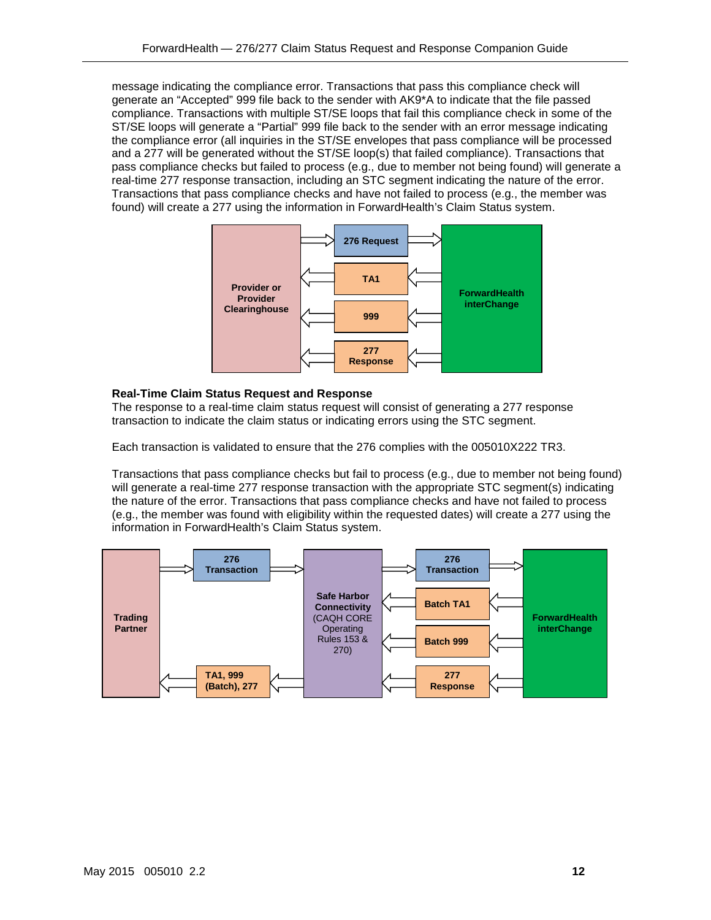message indicating the compliance error. Transactions that pass this compliance check will generate an "Accepted" 999 file back to the sender with AK9*A to indicate that the file passed compliance. Transactions with multiple ST/SE loops that fail this compliance check in some of the ST/SE loops will generate a "Partial" 999 file back to the sender with an error message indicating the compliance error (all inquiries in the ST/SE envelopes that pass compliance will be processed and a 277 will be generated without the ST/SE loop(s) that failed compliance). Transactions that pass compliance checks but failed to process (e.g., due to member not being found) will generate a real-time 277 response transaction, including an STC segment indicating the nature of the error. Transactions that pass compliance checks and have not failed to process (e.g., the member was found) will create a 277 using the information in ForwardHealth's Claim Status system.

Provider or Provider Clearinghouse → 276 Request → ForwardHealth interChange

ForwardHealth interChange → TA1 → Provider or Provider Clearinghouse

ForwardHealth interChange → 999 → Provider or Provider Clearinghouse

ForwardHealth interChange → 277 Response → Provider or Provider Clearinghouse

**Real-Time Claim Status Request and Response**

The response to a real-time claim status request will consist of generating a 277 response transaction to indicate the claim status or indicating errors using the STC segment.

Each transaction is validated to ensure that the 276 complies with the 005010X222 TR3.

Transactions that pass compliance checks but fail to process (e.g., due to member not being found) will generate a real-time 277 response transaction with the appropriate STC segment(s) indicating the nature of the error. Transactions that pass compliance checks and have not failed to process (e.g., the member was found with eligibility within the requested dates) will create a 277 using the information in ForwardHealth's Claim Status system.

Trading Partner → 276 Transaction → Safe Harbor Connectivity (CAQH CORE Operating Rules 153 & 270) → 276 Transaction → ForwardHealth interChange

ForwardHealth interChange → Batch TA1 → Safe Harbor Connectivity

ForwardHealth interChange → Batch 999 → Safe Harbor Connectivity

ForwardHealth interChange → 277 Response → Safe Harbor Connectivity

Safe Harbor Connectivity → TA1, 999 (Batch), 277 → Trading Partner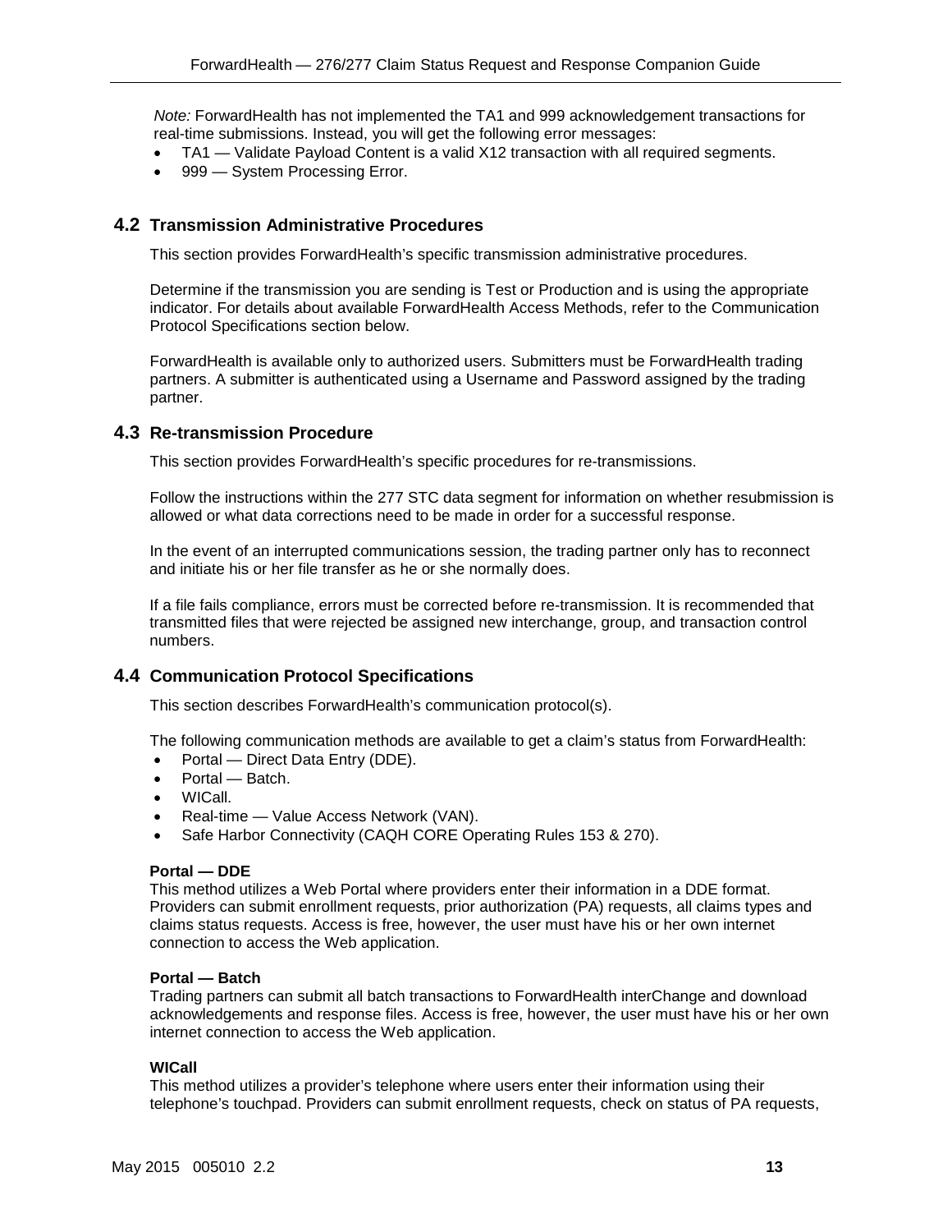*Note:* ForwardHealth has not implemented the TA1 and 999 acknowledgement transactions for real-time submissions. Instead, you will get the following error messages:

- TA1 — Validate Payload Content is a valid X12 transaction with all required segments.
- 999 — System Processing Error.

## 4.2 Transmission Administrative Procedures

This section provides ForwardHealth's specific transmission administrative procedures.

Determine if the transmission you are sending is Test or Production and is using the appropriate indicator. For details about available ForwardHealth Access Methods, refer to the Communication Protocol Specifications section below.

ForwardHealth is available only to authorized users. Submitters must be ForwardHealth trading partners. A submitter is authenticated using a Username and Password assigned by the trading partner.

## 4.3 Re-transmission Procedure

This section provides ForwardHealth's specific procedures for re-transmissions.

Follow the instructions within the 277 STC data segment for information on whether resubmission is allowed or what data corrections need to be made in order for a successful response.

In the event of an interrupted communications session, the trading partner only has to reconnect and initiate his or her file transfer as he or she normally does.

If a file fails compliance, errors must be corrected before re-transmission. It is recommended that transmitted files that were rejected be assigned new interchange, group, and transaction control numbers.

## 4.4 Communication Protocol Specifications

This section describes ForwardHealth's communication protocol(s).

The following communication methods are available to get a claim's status from ForwardHealth:

- Portal — Direct Data Entry (DDE).
- Portal — Batch.
- WICall.
- Real-time — Value Access Network (VAN).
- Safe Harbor Connectivity (CAQH CORE Operating Rules 153 & 270).

**Portal — DDE**
This method utilizes a Web Portal where providers enter their information in a DDE format. Providers can submit enrollment requests, prior authorization (PA) requests, all claims types and claims status requests. Access is free, however, the user must have his or her own internet connection to access the Web application.

**Portal — Batch**
Trading partners can submit all batch transactions to ForwardHealth interChange and download acknowledgements and response files. Access is free, however, the user must have his or her own internet connection to access the Web application.

**WICall**
This method utilizes a provider's telephone where users enter their information using their telephone's touchpad. Providers can submit enrollment requests, check on status of PA requests,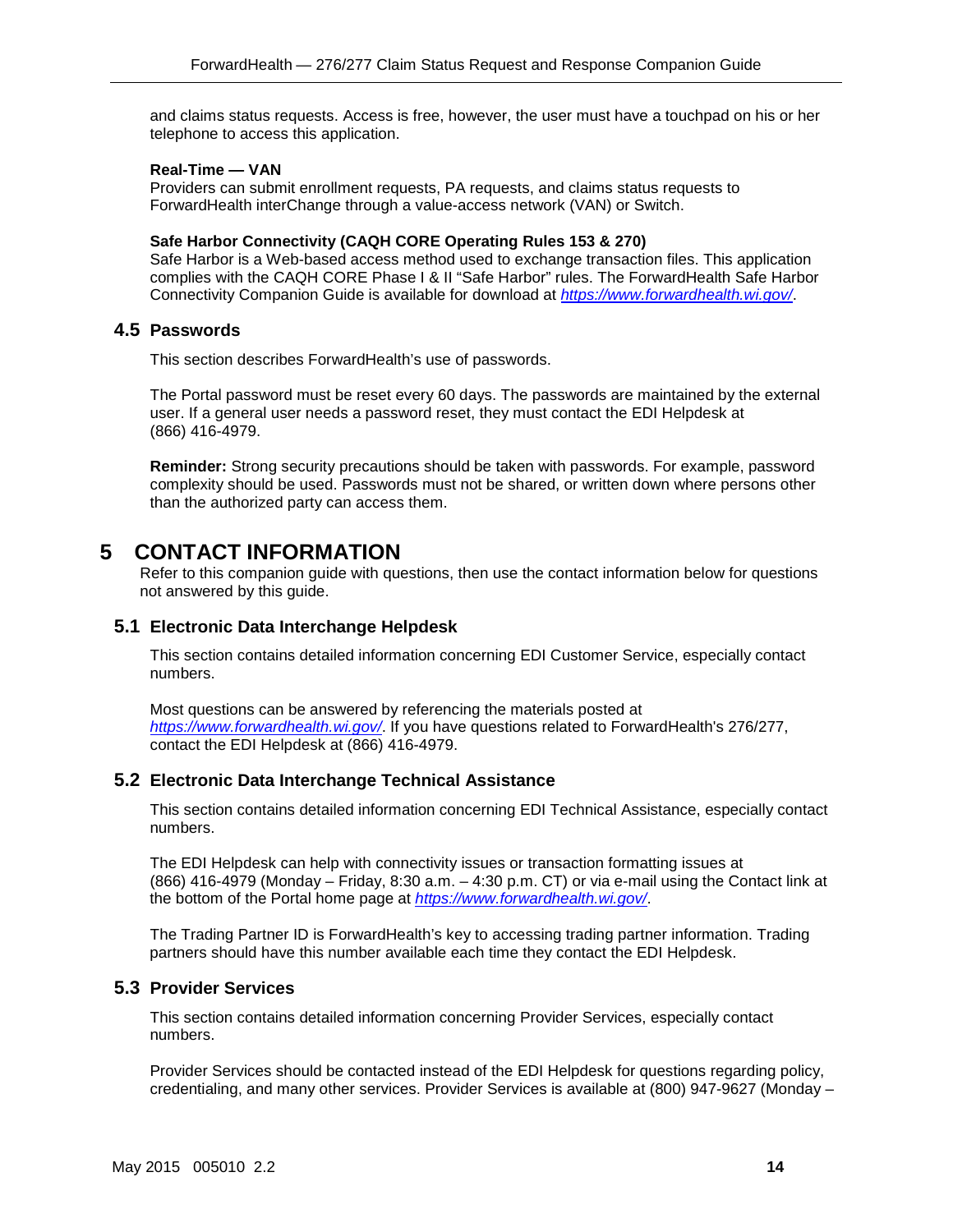and claims status requests. Access is free, however, the user must have a touchpad on his or her telephone to access this application.

**Real-Time — VAN**
Providers can submit enrollment requests, PA requests, and claims status requests to ForwardHealth interChange through a value-access network (VAN) or Switch.

**Safe Harbor Connectivity (CAQH CORE Operating Rules 153 & 270)**
Safe Harbor is a Web-based access method used to exchange transaction files. This application complies with the CAQH CORE Phase I & II "Safe Harbor" rules. The ForwardHealth Safe Harbor Connectivity Companion Guide is available for download at *https://www.forwardhealth.wi.gov/*.

## 4.5 Passwords

This section describes ForwardHealth's use of passwords.

The Portal password must be reset every 60 days. The passwords are maintained by the external user. If a general user needs a password reset, they must contact the EDI Helpdesk at (866) 416-4979.

**Reminder:** Strong security precautions should be taken with passwords. For example, password complexity should be used. Passwords must not be shared, or written down where persons other than the authorized party can access them.

# 5 CONTACT INFORMATION

Refer to this companion guide with questions, then use the contact information below for questions not answered by this guide.

## 5.1 Electronic Data Interchange Helpdesk

This section contains detailed information concerning EDI Customer Service, especially contact numbers.

Most questions can be answered by referencing the materials posted at *https://www.forwardhealth.wi.gov/*. If you have questions related to ForwardHealth's 276/277, contact the EDI Helpdesk at (866) 416-4979.

## 5.2 Electronic Data Interchange Technical Assistance

This section contains detailed information concerning EDI Technical Assistance, especially contact numbers.

The EDI Helpdesk can help with connectivity issues or transaction formatting issues at (866) 416-4979 (Monday – Friday, 8:30 a.m. – 4:30 p.m. CT) or via e-mail using the Contact link at the bottom of the Portal home page at *https://www.forwardhealth.wi.gov/*.

The Trading Partner ID is ForwardHealth's key to accessing trading partner information. Trading partners should have this number available each time they contact the EDI Helpdesk.

## 5.3 Provider Services

This section contains detailed information concerning Provider Services, especially contact numbers.

Provider Services should be contacted instead of the EDI Helpdesk for questions regarding policy, credentialing, and many other services. Provider Services is available at (800) 947-9627 (Monday –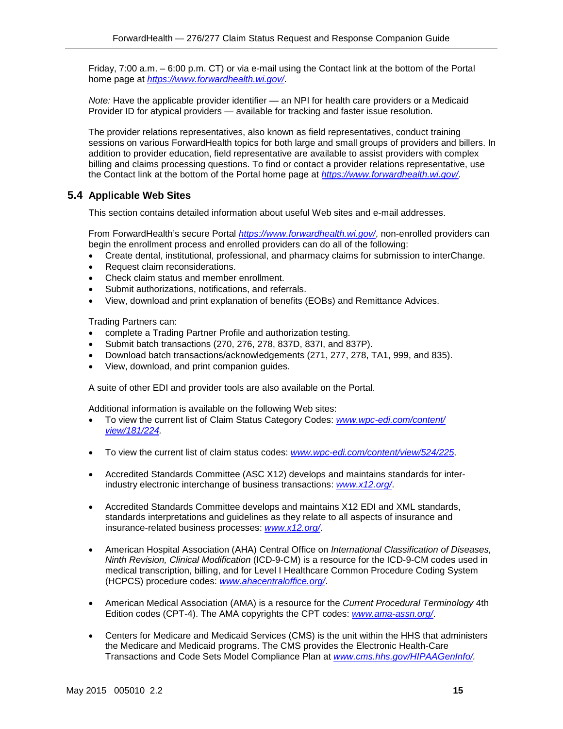Friday, 7:00 a.m. – 6:00 p.m. CT) or via e-mail using the Contact link at the bottom of the Portal home page at *https://www.forwardhealth.wi.gov/.*

*Note:* Have the applicable provider identifier — an NPI for health care providers or a Medicaid Provider ID for atypical providers — available for tracking and faster issue resolution.

The provider relations representatives, also known as field representatives, conduct training sessions on various ForwardHealth topics for both large and small groups of providers and billers. In addition to provider education, field representative are available to assist providers with complex billing and claims processing questions. To find or contact a provider relations representative, use the Contact link at the bottom of the Portal home page at *https://www.forwardhealth.wi.gov/*.

## 5.4 Applicable Web Sites

This section contains detailed information about useful Web sites and e-mail addresses.

From ForwardHealth's secure Portal *https://www.forwardhealth.wi.gov/*, non-enrolled providers can begin the enrollment process and enrolled providers can do all of the following:

- Create dental, institutional, professional, and pharmacy claims for submission to interChange.
- Request claim reconsiderations.
- Check claim status and member enrollment.
- Submit authorizations, notifications, and referrals.
- View, download and print explanation of benefits (EOBs) and Remittance Advices.

Trading Partners can:

- complete a Trading Partner Profile and authorization testing.
- Submit batch transactions (270, 276, 278, 837D, 837I, and 837P).
- Download batch transactions/acknowledgements (271, 277, 278, TA1, 999, and 835).
- View, download, and print companion guides.

A suite of other EDI and provider tools are also available on the Portal.

Additional information is available on the following Web sites:

- To view the current list of Claim Status Category Codes: *www.wpc-edi.com/content/view/181/224.*
- To view the current list of claim status codes: *www.wpc-edi.com/content/view/524/225*.
- Accredited Standards Committee (ASC X12) develops and maintains standards for inter-industry electronic interchange of business transactions: *www.x12.org/*.
- Accredited Standards Committee develops and maintains X12 EDI and XML standards, standards interpretations and guidelines as they relate to all aspects of insurance and insurance-related business processes: *www.x12.org/*.
- American Hospital Association (AHA) Central Office on *International Classification of Diseases, Ninth Revision, Clinical Modification* (ICD-9-CM) is a resource for the ICD-9-CM codes used in medical transcription, billing, and for Level I Healthcare Common Procedure Coding System (HCPCS) procedure codes: *www.ahacentraloffice.org/*.
- American Medical Association (AMA) is a resource for the *Current Procedural Terminology* 4th Edition codes (CPT-4). The AMA copyrights the CPT codes: *www.ama-assn.org/*.
- Centers for Medicare and Medicaid Services (CMS) is the unit within the HHS that administers the Medicare and Medicaid programs. The CMS provides the Electronic Health-Care Transactions and Code Sets Model Compliance Plan at *www.cms.hhs.gov/HIPAAGenInfo/.*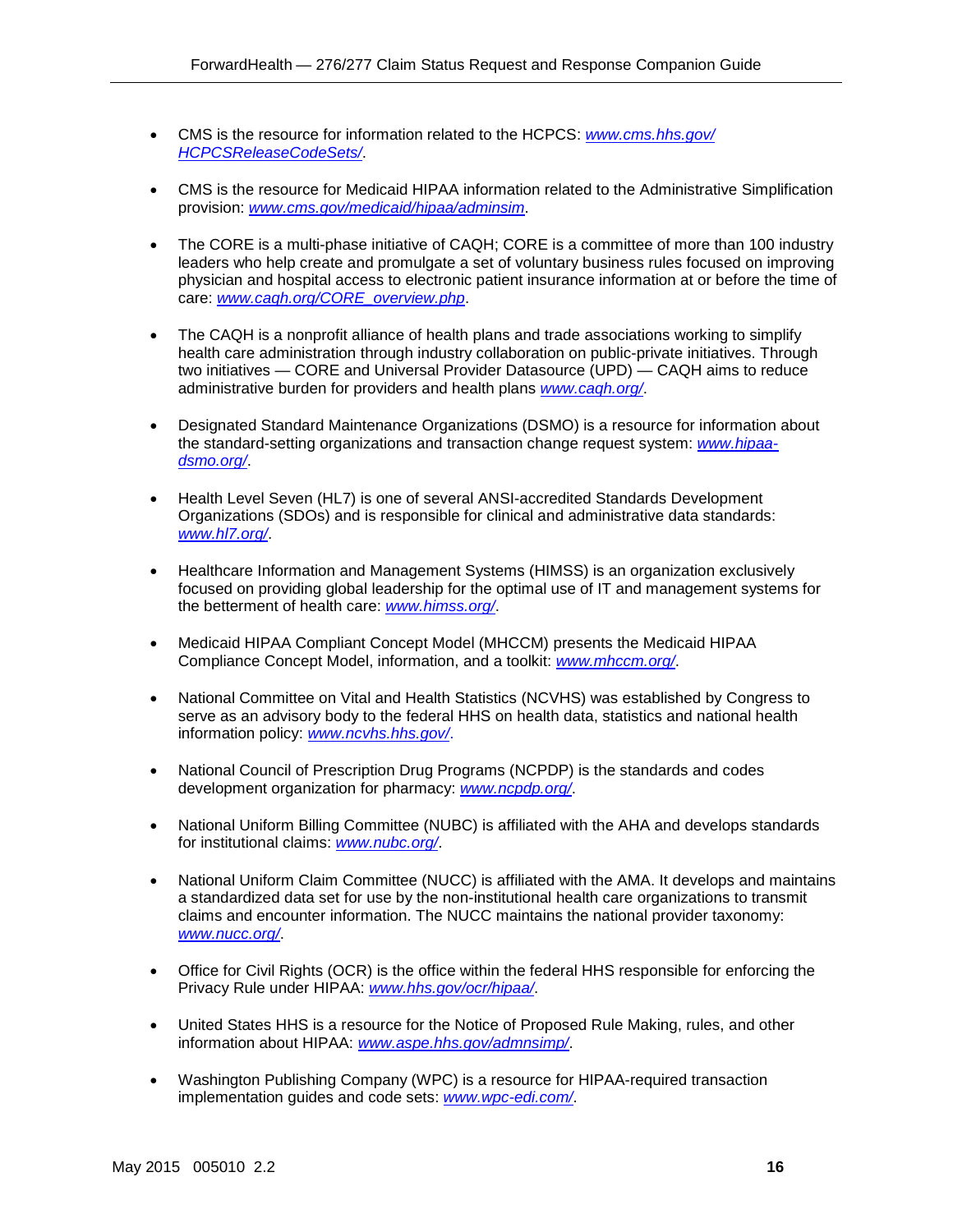- CMS is the resource for information related to the HCPCS: *www.cms.hhs.gov/HCPCSReleaseCodeSets/*.

- CMS is the resource for Medicaid HIPAA information related to the Administrative Simplification provision: *www.cms.gov/medicaid/hipaa/adminsim*.

- The CORE is a multi-phase initiative of CAQH; CORE is a committee of more than 100 industry leaders who help create and promulgate a set of voluntary business rules focused on improving physician and hospital access to electronic patient insurance information at or before the time of care: *www.caqh.org/CORE_overview.php*.

- The CAQH is a nonprofit alliance of health plans and trade associations working to simplify health care administration through industry collaboration on public-private initiatives. Through two initiatives — CORE and Universal Provider Datasource (UPD) — CAQH aims to reduce administrative burden for providers and health plans *www.caqh.org/*.

- Designated Standard Maintenance Organizations (DSMO) is a resource for information about the standard-setting organizations and transaction change request system: *www.hipaa-dsmo.org/*.

- Health Level Seven (HL7) is one of several ANSI-accredited Standards Development Organizations (SDOs) and is responsible for clinical and administrative data standards: *www.hl7.org/*.

- Healthcare Information and Management Systems (HIMSS) is an organization exclusively focused on providing global leadership for the optimal use of IT and management systems for the betterment of health care: *www.himss.org/*.

- Medicaid HIPAA Compliant Concept Model (MHCCM) presents the Medicaid HIPAA Compliance Concept Model, information, and a toolkit: *www.mhccm.org/*.

- National Committee on Vital and Health Statistics (NCVHS) was established by Congress to serve as an advisory body to the federal HHS on health data, statistics and national health information policy: *www.ncvhs.hhs.gov/*.

- National Council of Prescription Drug Programs (NCPDP) is the standards and codes development organization for pharmacy: *www.ncpdp.org/*.

- National Uniform Billing Committee (NUBC) is affiliated with the AHA and develops standards for institutional claims: *www.nubc.org/*.

- National Uniform Claim Committee (NUCC) is affiliated with the AMA. It develops and maintains a standardized data set for use by the non-institutional health care organizations to transmit claims and encounter information. The NUCC maintains the national provider taxonomy: *www.nucc.org/*.

- Office for Civil Rights (OCR) is the office within the federal HHS responsible for enforcing the Privacy Rule under HIPAA: *www.hhs.gov/ocr/hipaa/*.

- United States HHS is a resource for the Notice of Proposed Rule Making, rules, and other information about HIPAA: *www.aspe.hhs.gov/admnsimp/*.

- Washington Publishing Company (WPC) is a resource for HIPAA-required transaction implementation guides and code sets: *www.wpc-edi.com/*.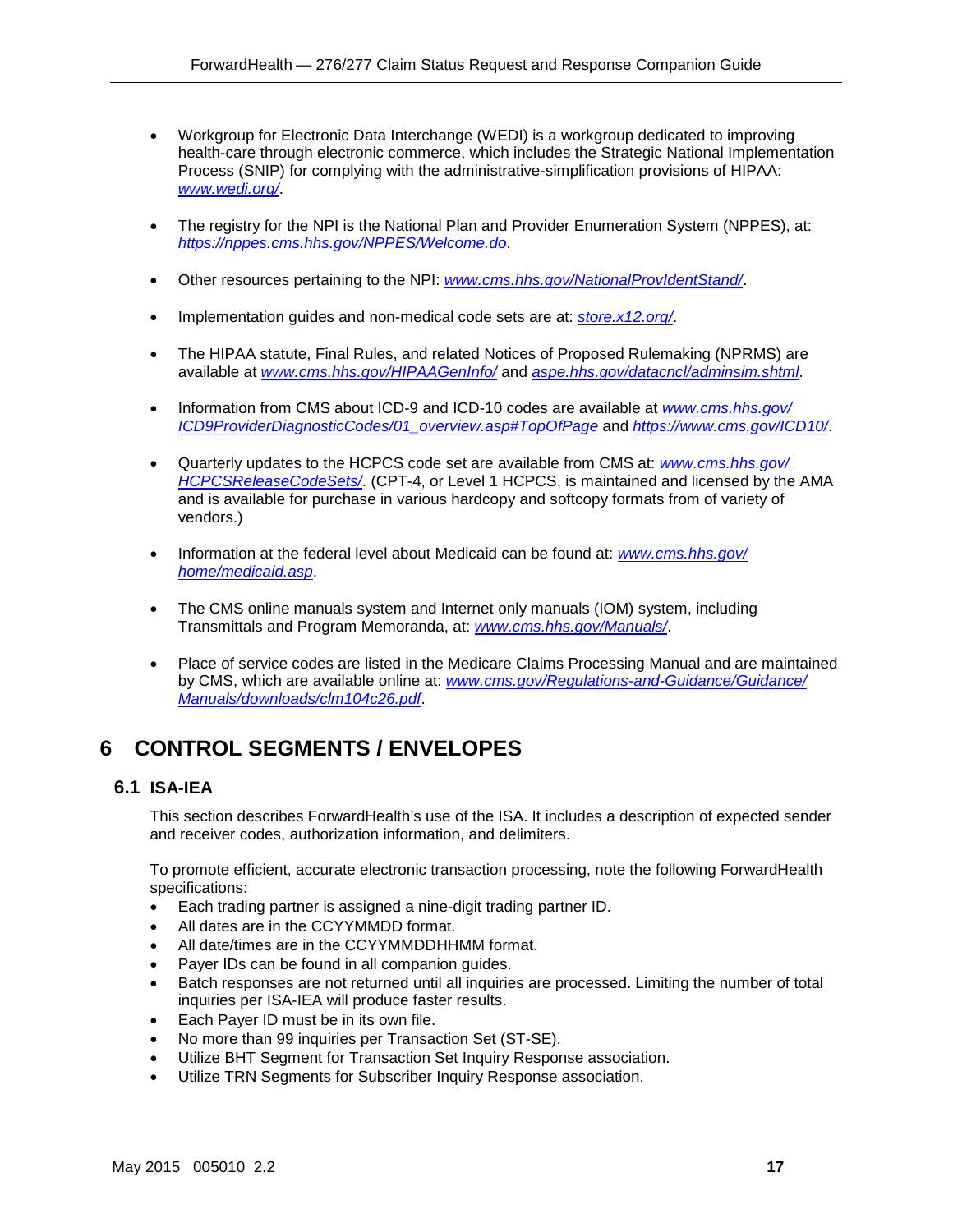- Workgroup for Electronic Data Interchange (WEDI) is a workgroup dedicated to improving health-care through electronic commerce, which includes the Strategic National Implementation Process (SNIP) for complying with the administrative-simplification provisions of HIPAA: *www.wedi.org/*.

- The registry for the NPI is the National Plan and Provider Enumeration System (NPPES), at: *https://nppes.cms.hhs.gov/NPPES/Welcome.do*.

- Other resources pertaining to the NPI: *www.cms.hhs.gov/NationalProvIdentStand/*.

- Implementation guides and non-medical code sets are at: *store.x12.org/*.

- The HIPAA statute, Final Rules, and related Notices of Proposed Rulemaking (NPRMS) are available at *www.cms.hhs.gov/HIPAAGenInfo/* and *aspe.hhs.gov/datacncl/adminsim.shtml*.

- Information from CMS about ICD-9 and ICD-10 codes are available at *www.cms.hhs.gov/ICD9ProviderDiagnosticCodes/01_overview.asp#TopOfPage* and *https://www.cms.gov/ICD10/*.

- Quarterly updates to the HCPCS code set are available from CMS at: *www.cms.hhs.gov/HCPCSReleaseCodeSets/*. (CPT-4, or Level 1 HCPCS, is maintained and licensed by the AMA and is available for purchase in various hardcopy and softcopy formats from of variety of vendors.)

- Information at the federal level about Medicaid can be found at: *www.cms.hhs.gov/home/medicaid.asp*.

- The CMS online manuals system and Internet only manuals (IOM) system, including Transmittals and Program Memoranda, at: *www.cms.hhs.gov/Manuals/*.

- Place of service codes are listed in the Medicare Claims Processing Manual and are maintained by CMS, which are available online at: *www.cms.gov/Regulations-and-Guidance/Guidance/Manuals/downloads/clm104c26.pdf*.

# 6 CONTROL SEGMENTS / ENVELOPES

## 6.1 ISA-IEA

This section describes ForwardHealth's use of the ISA. It includes a description of expected sender and receiver codes, authorization information, and delimiters.

To promote efficient, accurate electronic transaction processing, note the following ForwardHealth specifications:

- Each trading partner is assigned a nine-digit trading partner ID.
- All dates are in the CCYYMMDD format.
- All date/times are in the CCYYMMDDHHMM format.
- Payer IDs can be found in all companion guides.
- Batch responses are not returned until all inquiries are processed. Limiting the number of total inquiries per ISA-IEA will produce faster results.
- Each Payer ID must be in its own file.
- No more than 99 inquiries per Transaction Set (ST-SE).
- Utilize BHT Segment for Transaction Set Inquiry Response association.
- Utilize TRN Segments for Subscriber Inquiry Response association.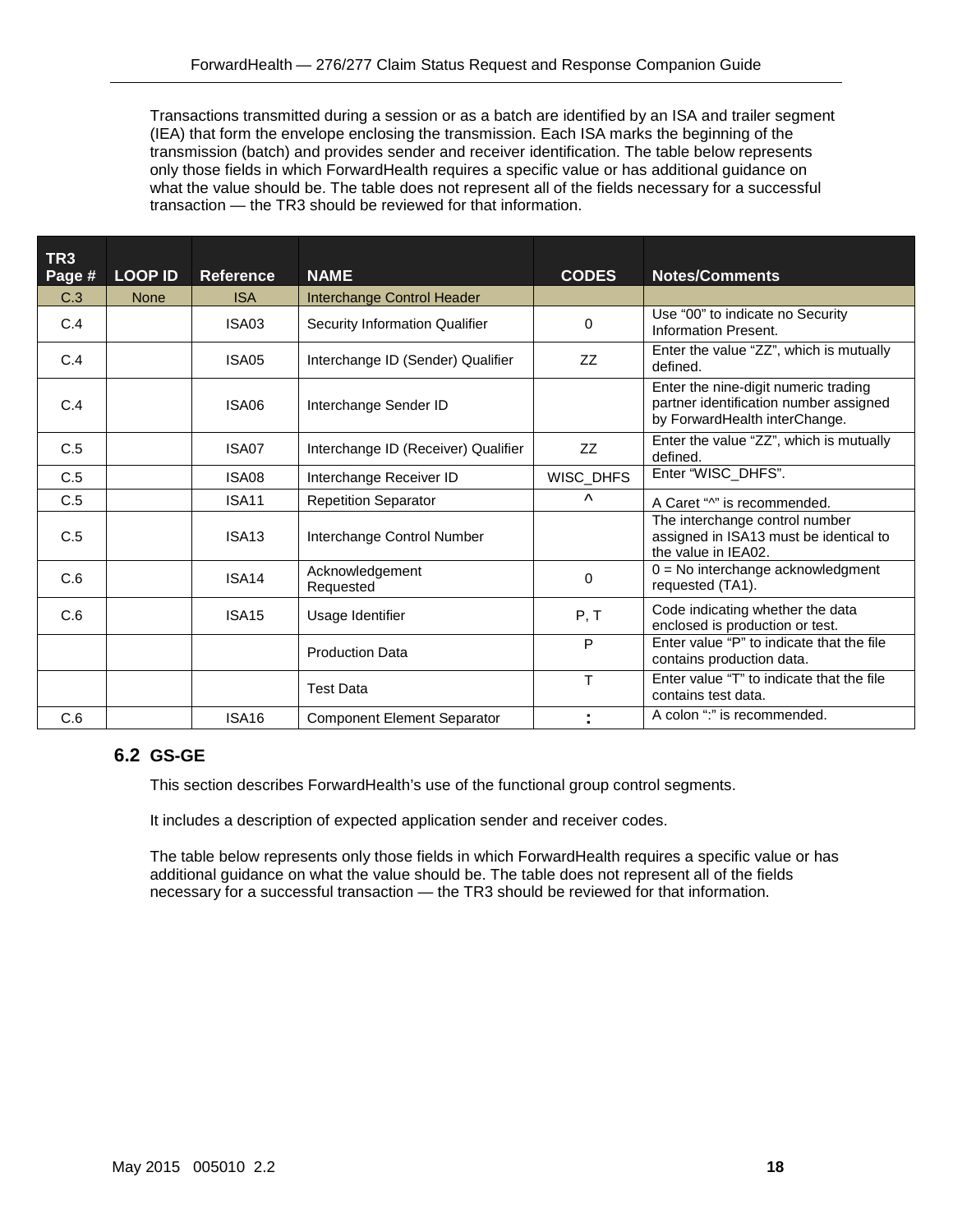Transactions transmitted during a session or as a batch are identified by an ISA and trailer segment (IEA) that form the envelope enclosing the transmission. Each ISA marks the beginning of the transmission (batch) and provides sender and receiver identification. The table below represents only those fields in which ForwardHealth requires a specific value or has additional guidance on what the value should be. The table does not represent all of the fields necessary for a successful transaction — the TR3 should be reviewed for that information.

| TR3 Page # | LOOP ID | Reference | NAME | CODES | Notes/Comments |
|---|---|---|---|---|---|
| C.3 | None | ISA | Interchange Control Header | | |
| C.4 | | ISA03 | Security Information Qualifier | 0 | Use "00" to indicate no Security Information Present. |
| C.4 | | ISA05 | Interchange ID (Sender) Qualifier | ZZ | Enter the value "ZZ", which is mutually defined. |
| C.4 | | ISA06 | Interchange Sender ID | | Enter the nine-digit numeric trading partner identification number assigned by ForwardHealth interChange. |
| C.5 | | ISA07 | Interchange ID (Receiver) Qualifier | ZZ | Enter the value "ZZ", which is mutually defined. |
| C.5 | | ISA08 | Interchange Receiver ID | WISC_DHFS | Enter "WISC_DHFS". |
| C.5 | | ISA11 | Repetition Separator | ^ | A Caret "^" is recommended. |
| C.5 | | ISA13 | Interchange Control Number | | The interchange control number assigned in ISA13 must be identical to the value in IEA02. |
| C.6 | | ISA14 | Acknowledgement Requested | 0 | 0 = No interchange acknowledgment requested (TA1). |
| C.6 | | ISA15 | Usage Identifier | P, T | Code indicating whether the data enclosed is production or test. |
| | | | Production Data | P | Enter value "P" to indicate that the file contains production data. |
| | | | Test Data | T | Enter value "T" to indicate that the file contains test data. |
| C.6 | | ISA16 | Component Element Separator | : | A colon ":" is recommended. |

## 6.2 GS-GE

This section describes ForwardHealth's use of the functional group control segments.

It includes a description of expected application sender and receiver codes.

The table below represents only those fields in which ForwardHealth requires a specific value or has additional guidance on what the value should be. The table does not represent all of the fields necessary for a successful transaction — the TR3 should be reviewed for that information.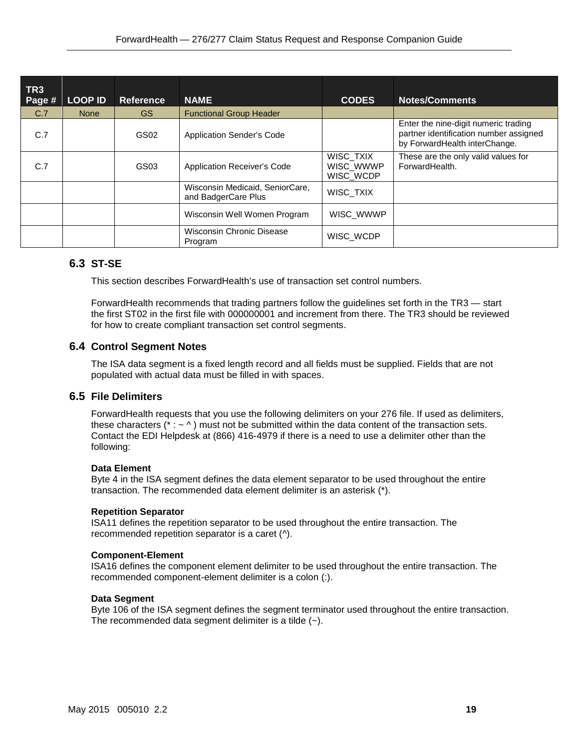| TR3 Page # | LOOP ID | Reference | NAME | CODES | Notes/Comments |
|---|---|---|---|---|---|
| C.7 | None | GS | Functional Group Header | | |
| C.7 | | GS02 | Application Sender's Code | | Enter the nine-digit numeric trading partner identification number assigned by ForwardHealth interChange. |
| C.7 | | GS03 | Application Receiver's Code | WISC_TXIX WISC_WWWP WISC_WCDP | These are the only valid values for ForwardHealth. |
| | | | Wisconsin Medicaid, SeniorCare, and BadgerCare Plus | WISC_TXIX | |
| | | | Wisconsin Well Women Program | WISC_WWWP | |
| | | | Wisconsin Chronic Disease Program | WISC_WCDP | |

## 6.3 ST-SE

This section describes ForwardHealth's use of transaction set control numbers.

ForwardHealth recommends that trading partners follow the guidelines set forth in the TR3 — start the first ST02 in the first file with 000000001 and increment from there. The TR3 should be reviewed for how to create compliant transaction set control segments.

## 6.4 Control Segment Notes

The ISA data segment is a fixed length record and all fields must be supplied. Fields that are not populated with actual data must be filled in with spaces.

## 6.5 File Delimiters

ForwardHealth requests that you use the following delimiters on your 276 file. If used as delimiters, these characters (* : ~ ^ ) must not be submitted within the data content of the transaction sets. Contact the EDI Helpdesk at (866) 416-4979 if there is a need to use a delimiter other than the following:

**Data Element**
Byte 4 in the ISA segment defines the data element separator to be used throughout the entire transaction. The recommended data element delimiter is an asterisk (*).

**Repetition Separator**
ISA11 defines the repetition separator to be used throughout the entire transaction. The recommended repetition separator is a caret (^).

**Component-Element**
ISA16 defines the component element delimiter to be used throughout the entire transaction. The recommended component-element delimiter is a colon (:).

**Data Segment**
Byte 106 of the ISA segment defines the segment terminator used throughout the entire transaction. The recommended data segment delimiter is a tilde (~).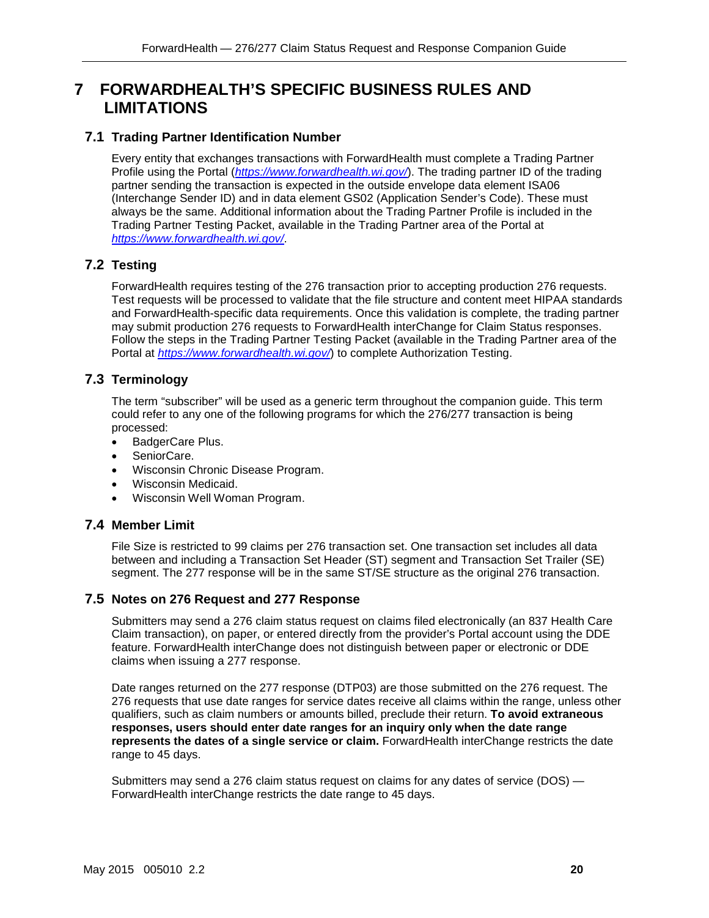# 7 FORWARDHEALTH'S SPECIFIC BUSINESS RULES AND LIMITATIONS

## 7.1 Trading Partner Identification Number

Every entity that exchanges transactions with ForwardHealth must complete a Trading Partner Profile using the Portal (*https://www.forwardhealth.wi.gov/*). The trading partner ID of the trading partner sending the transaction is expected in the outside envelope data element ISA06 (Interchange Sender ID) and in data element GS02 (Application Sender's Code). These must always be the same. Additional information about the Trading Partner Profile is included in the Trading Partner Testing Packet, available in the Trading Partner area of the Portal at *https://www.forwardhealth.wi.gov/*.

## 7.2 Testing

ForwardHealth requires testing of the 276 transaction prior to accepting production 276 requests. Test requests will be processed to validate that the file structure and content meet HIPAA standards and ForwardHealth-specific data requirements. Once this validation is complete, the trading partner may submit production 276 requests to ForwardHealth interChange for Claim Status responses. Follow the steps in the Trading Partner Testing Packet (available in the Trading Partner area of the Portal at *https://www.forwardhealth.wi.gov/*) to complete Authorization Testing.

## 7.3 Terminology

The term "subscriber" will be used as a generic term throughout the companion guide. This term could refer to any one of the following programs for which the 276/277 transaction is being processed:

- BadgerCare Plus.
- SeniorCare.
- Wisconsin Chronic Disease Program.
- Wisconsin Medicaid.
- Wisconsin Well Woman Program.

## 7.4 Member Limit

File Size is restricted to 99 claims per 276 transaction set. One transaction set includes all data between and including a Transaction Set Header (ST) segment and Transaction Set Trailer (SE) segment. The 277 response will be in the same ST/SE structure as the original 276 transaction.

## 7.5 Notes on 276 Request and 277 Response

Submitters may send a 276 claim status request on claims filed electronically (an 837 Health Care Claim transaction), on paper, or entered directly from the provider's Portal account using the DDE feature. ForwardHealth interChange does not distinguish between paper or electronic or DDE claims when issuing a 277 response.

Date ranges returned on the 277 response (DTP03) are those submitted on the 276 request. The 276 requests that use date ranges for service dates receive all claims within the range, unless other qualifiers, such as claim numbers or amounts billed, preclude their return. **To avoid extraneous responses, users should enter date ranges for an inquiry only when the date range represents the dates of a single service or claim.** ForwardHealth interChange restricts the date range to 45 days.

Submitters may send a 276 claim status request on claims for any dates of service (DOS) — ForwardHealth interChange restricts the date range to 45 days.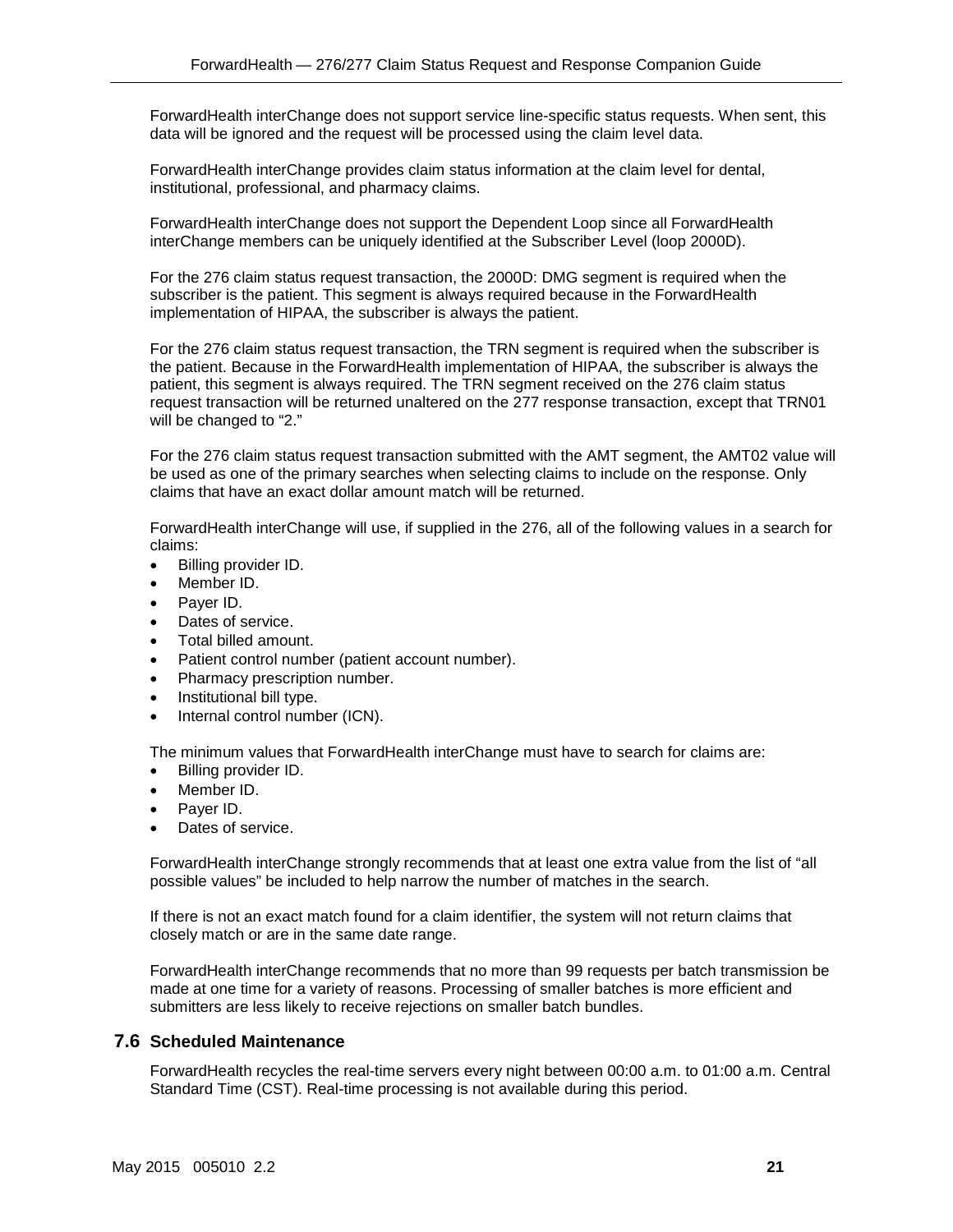ForwardHealth interChange does not support service line-specific status requests. When sent, this data will be ignored and the request will be processed using the claim level data.

ForwardHealth interChange provides claim status information at the claim level for dental, institutional, professional, and pharmacy claims.

ForwardHealth interChange does not support the Dependent Loop since all ForwardHealth interChange members can be uniquely identified at the Subscriber Level (loop 2000D).

For the 276 claim status request transaction, the 2000D: DMG segment is required when the subscriber is the patient. This segment is always required because in the ForwardHealth implementation of HIPAA, the subscriber is always the patient.

For the 276 claim status request transaction, the TRN segment is required when the subscriber is the patient. Because in the ForwardHealth implementation of HIPAA, the subscriber is always the patient, this segment is always required. The TRN segment received on the 276 claim status request transaction will be returned unaltered on the 277 response transaction, except that TRN01 will be changed to "2."

For the 276 claim status request transaction submitted with the AMT segment, the AMT02 value will be used as one of the primary searches when selecting claims to include on the response. Only claims that have an exact dollar amount match will be returned.

ForwardHealth interChange will use, if supplied in the 276, all of the following values in a search for claims:

- Billing provider ID.
- Member ID.
- Payer ID.
- Dates of service.
- Total billed amount.
- Patient control number (patient account number).
- Pharmacy prescription number.
- Institutional bill type.
- Internal control number (ICN).

The minimum values that ForwardHealth interChange must have to search for claims are:

- Billing provider ID.
- Member ID.
- Payer ID.
- Dates of service.

ForwardHealth interChange strongly recommends that at least one extra value from the list of "all possible values" be included to help narrow the number of matches in the search.

If there is not an exact match found for a claim identifier, the system will not return claims that closely match or are in the same date range.

ForwardHealth interChange recommends that no more than 99 requests per batch transmission be made at one time for a variety of reasons. Processing of smaller batches is more efficient and submitters are less likely to receive rejections on smaller batch bundles.

## 7.6 Scheduled Maintenance

ForwardHealth recycles the real-time servers every night between 00:00 a.m. to 01:00 a.m. Central Standard Time (CST). Real-time processing is not available during this period.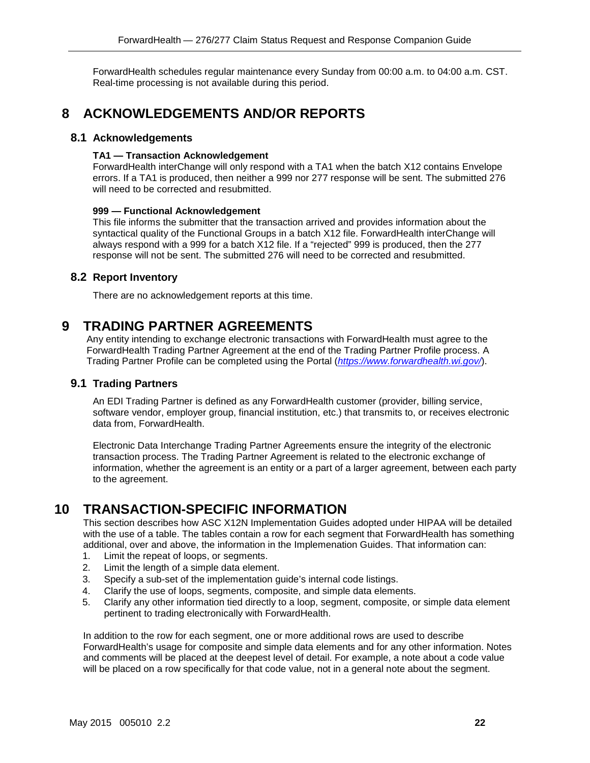ForwardHealth schedules regular maintenance every Sunday from 00:00 a.m. to 04:00 a.m. CST. Real-time processing is not available during this period.

# 8 ACKNOWLEDGEMENTS AND/OR REPORTS

## 8.1 Acknowledgements

**TA1 — Transaction Acknowledgement**
ForwardHealth interChange will only respond with a TA1 when the batch X12 contains Envelope errors. If a TA1 is produced, then neither a 999 nor 277 response will be sent. The submitted 276 will need to be corrected and resubmitted.

**999 — Functional Acknowledgement**
This file informs the submitter that the transaction arrived and provides information about the syntactical quality of the Functional Groups in a batch X12 file. ForwardHealth interChange will always respond with a 999 for a batch X12 file. If a "rejected" 999 is produced, then the 277 response will not be sent. The submitted 276 will need to be corrected and resubmitted.

## 8.2 Report Inventory

There are no acknowledgement reports at this time.

# 9 TRADING PARTNER AGREEMENTS

Any entity intending to exchange electronic transactions with ForwardHealth must agree to the ForwardHealth Trading Partner Agreement at the end of the Trading Partner Profile process. A Trading Partner Profile can be completed using the Portal (*https://www.forwardhealth.wi.gov/*).

## 9.1 Trading Partners

An EDI Trading Partner is defined as any ForwardHealth customer (provider, billing service, software vendor, employer group, financial institution, etc.) that transmits to, or receives electronic data from, ForwardHealth.

Electronic Data Interchange Trading Partner Agreements ensure the integrity of the electronic transaction process. The Trading Partner Agreement is related to the electronic exchange of information, whether the agreement is an entity or a part of a larger agreement, between each party to the agreement.

# 10 TRANSACTION-SPECIFIC INFORMATION

This section describes how ASC X12N Implementation Guides adopted under HIPAA will be detailed with the use of a table. The tables contain a row for each segment that ForwardHealth has something additional, over and above, the information in the Implemenation Guides. That information can:

1. Limit the repeat of loops, or segments.
2. Limit the length of a simple data element.
3. Specify a sub-set of the implementation guide's internal code listings.
4. Clarify the use of loops, segments, composite, and simple data elements.
5. Clarify any other information tied directly to a loop, segment, composite, or simple data element pertinent to trading electronically with ForwardHealth.

In addition to the row for each segment, one or more additional rows are used to describe ForwardHealth's usage for composite and simple data elements and for any other information. Notes and comments will be placed at the deepest level of detail. For example, a note about a code value will be placed on a row specifically for that code value, not in a general note about the segment.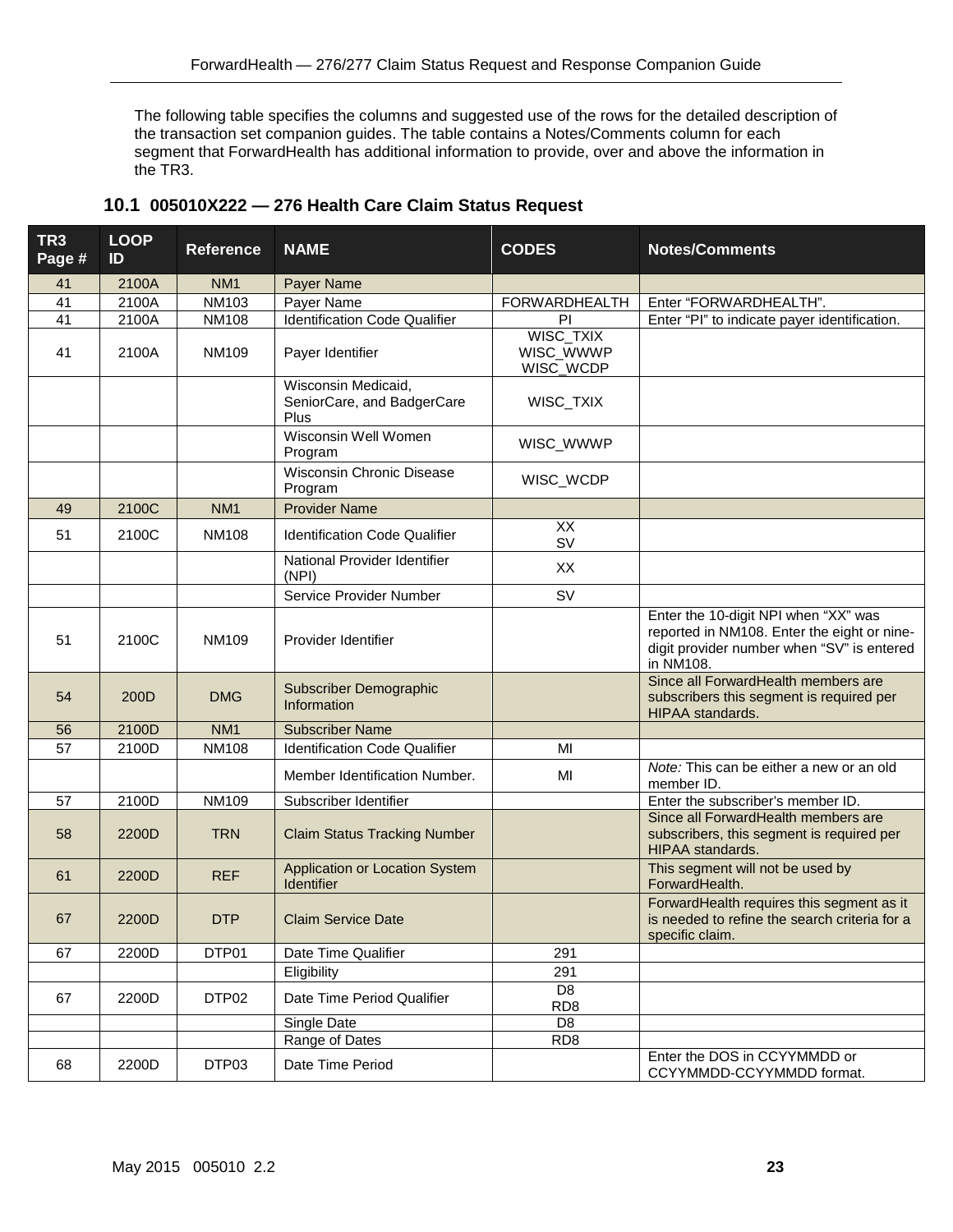The following table specifies the columns and suggested use of the rows for the detailed description of the transaction set companion guides. The table contains a Notes/Comments column for each segment that ForwardHealth has additional information to provide, over and above the information in the TR3.

## 10.1 005010X222 — 276 Health Care Claim Status Request

| TR3 Page # | LOOP ID | Reference | NAME | CODES | Notes/Comments |
|---|---|---|---|---|---|
| 41 | 2100A | NM1 | Payer Name | | |
| 41 | 2100A | NM103 | Payer Name | FORWARDHEALTH | Enter "FORWARDHEALTH". |
| 41 | 2100A | NM108 | Identification Code Qualifier | PI | Enter "PI" to indicate payer identification. |
| 41 | 2100A | NM109 | Payer Identifier | WISC_TXIX WISC_WWWP WISC_WCDP | |
| | | | Wisconsin Medicaid, SeniorCare, and BadgerCare Plus | WISC_TXIX | |
| | | | Wisconsin Well Women Program | WISC_WWWP | |
| | | | Wisconsin Chronic Disease Program | WISC_WCDP | |
| 49 | 2100C | NM1 | Provider Name | | |
| 51 | 2100C | NM108 | Identification Code Qualifier | XX SV | |
| | | | National Provider Identifier (NPI) | XX | |
| | | | Service Provider Number | SV | |
| 51 | 2100C | NM109 | Provider Identifier | | Enter the 10-digit NPI when "XX" was reported in NM108. Enter the eight or nine-digit provider number when "SV" is entered in NM108. |
| 54 | 200D | DMG | Subscriber Demographic Information | | Since all ForwardHealth members are subscribers this segment is required per HIPAA standards. |
| 56 | 2100D | NM1 | Subscriber Name | | |
| 57 | 2100D | NM108 | Identification Code Qualifier | MI | |
| | | | Member Identification Number. | MI | *Note:* This can be either a new or an old member ID. |
| 57 | 2100D | NM109 | Subscriber Identifier | | Enter the subscriber's member ID. |
| 58 | 2200D | TRN | Claim Status Tracking Number | | Since all ForwardHealth members are subscribers, this segment is required per HIPAA standards. |
| 61 | 2200D | REF | Application or Location System Identifier | | This segment will not be used by ForwardHealth. |
| 67 | 2200D | DTP | Claim Service Date | | ForwardHealth requires this segment as it is needed to refine the search criteria for a specific claim. |
| 67 | 2200D | DTP01 | Date Time Qualifier | 291 | |
| | | | Eligibility | 291 | |
| 67 | 2200D | DTP02 | Date Time Period Qualifier | D8 RD8 | |
| | | | Single Date | D8 | |
| | | | Range of Dates | RD8 | |
| 68 | 2200D | DTP03 | Date Time Period | | Enter the DOS in CCYYMMDD or CCYYMMDD-CCYYMMDD format. |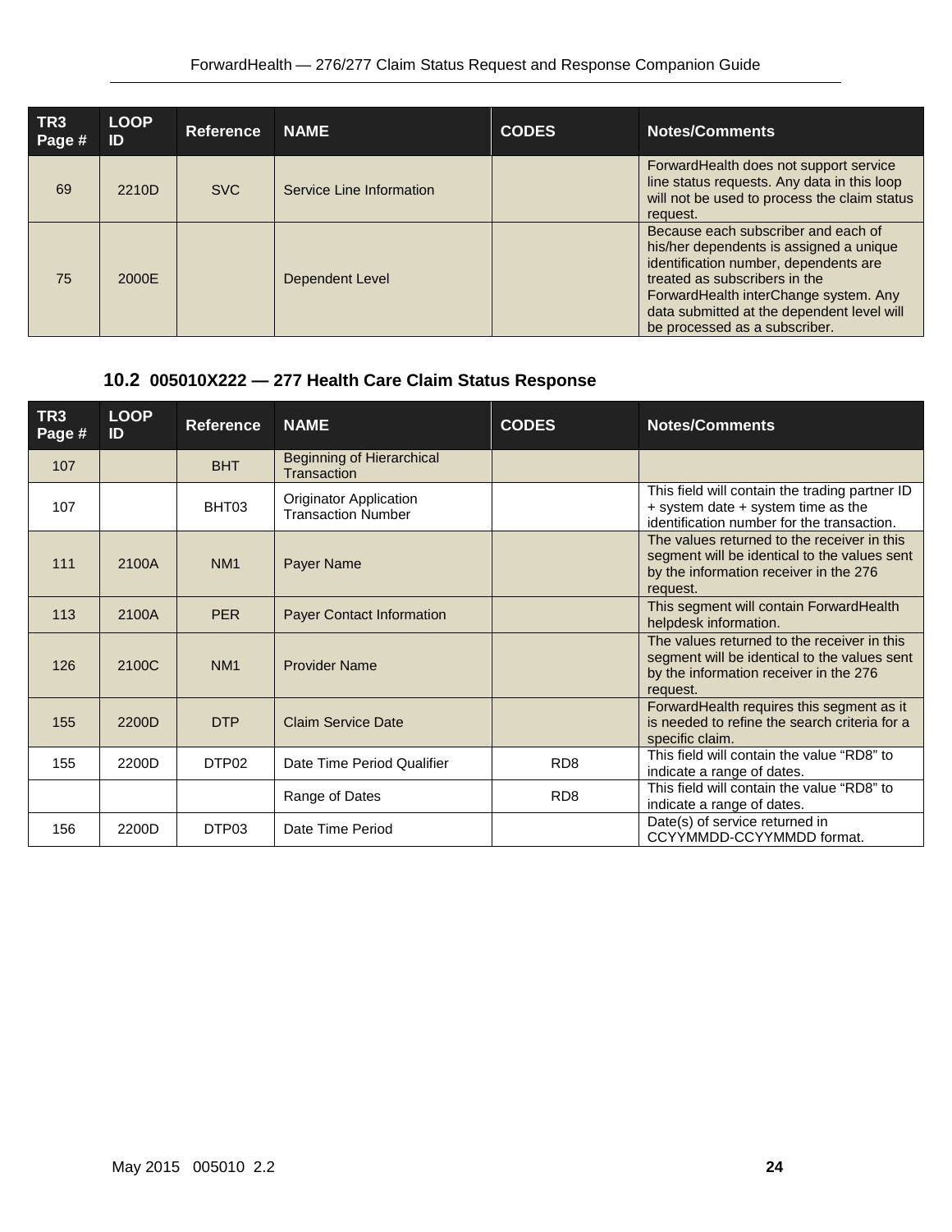| TR3 Page # | LOOP ID | Reference | NAME | CODES | Notes/Comments |
|---|---|---|---|---|---|
| 69 | 2210D | SVC | Service Line Information | | ForwardHealth does not support service line status requests. Any data in this loop will not be used to process the claim status request. |
| 75 | 2000E | | Dependent Level | | Because each subscriber and each of his/her dependents is assigned a unique identification number, dependents are treated as subscribers in the ForwardHealth interChange system. Any data submitted at the dependent level will be processed as a subscriber. |

## 10.2 005010X222 — 277 Health Care Claim Status Response

| TR3 Page # | LOOP ID | Reference | NAME | CODES | Notes/Comments |
|---|---|---|---|---|---|
| 107 | | BHT | Beginning of Hierarchical Transaction | | |
| 107 | | BHT03 | Originator Application Transaction Number | | This field will contain the trading partner ID + system date + system time as the identification number for the transaction. |
| 111 | 2100A | NM1 | Payer Name | | The values returned to the receiver in this segment will be identical to the values sent by the information receiver in the 276 request. |
| 113 | 2100A | PER | Payer Contact Information | | This segment will contain ForwardHealth helpdesk information. |
| 126 | 2100C | NM1 | Provider Name | | The values returned to the receiver in this segment will be identical to the values sent by the information receiver in the 276 request. |
| 155 | 2200D | DTP | Claim Service Date | | ForwardHealth requires this segment as it is needed to refine the search criteria for a specific claim. |
| 155 | 2200D | DTP02 | Date Time Period Qualifier | RD8 | This field will contain the value “RD8” to indicate a range of dates. |
| | | | Range of Dates | RD8 | This field will contain the value “RD8” to indicate a range of dates. |
| 156 | 2200D | DTP03 | Date Time Period | | Date(s) of service returned in CCYYMMDD-CCYYMMDD format. |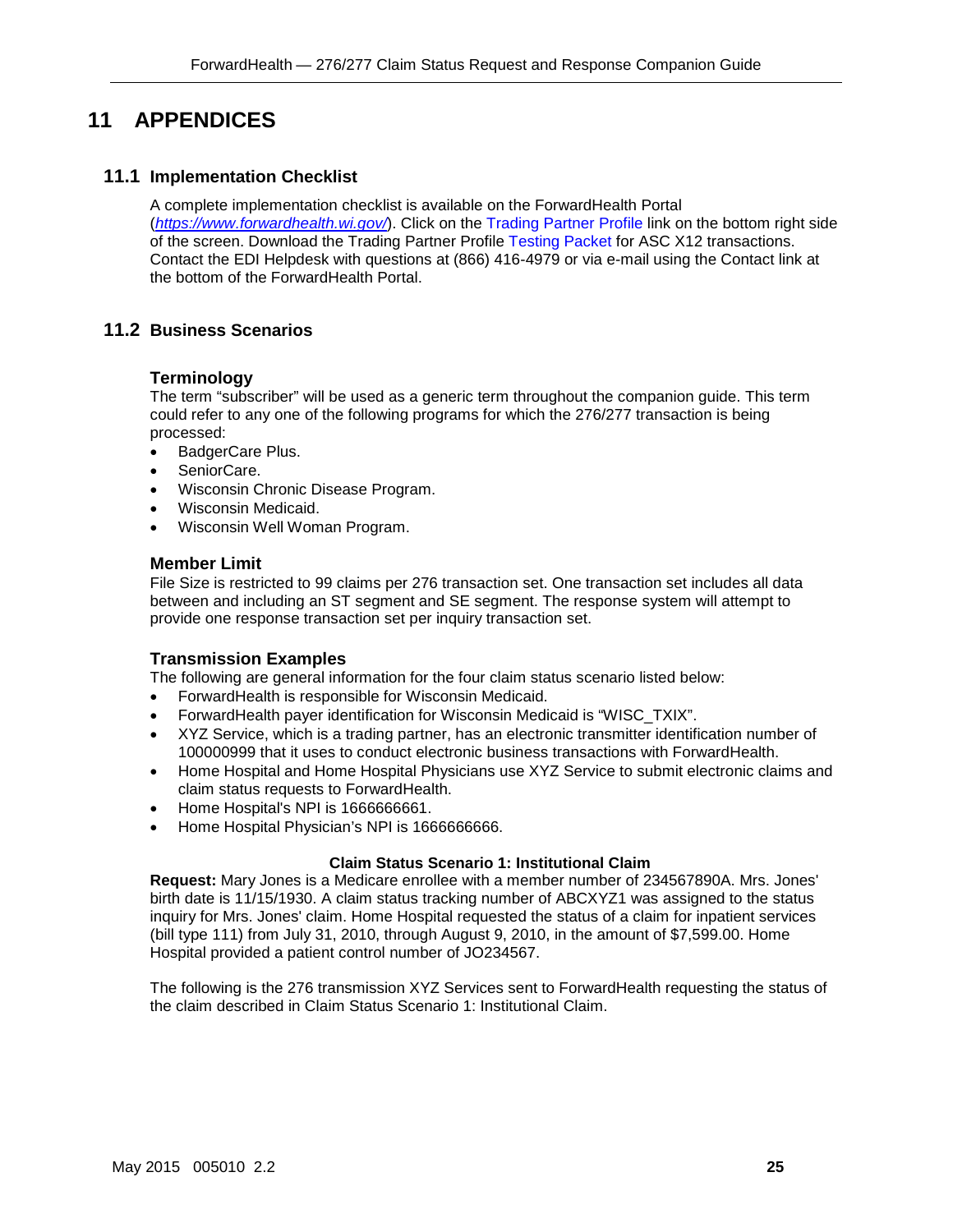# 11 APPENDICES

## 11.1 Implementation Checklist

A complete implementation checklist is available on the ForwardHealth Portal (*https://www.forwardhealth.wi.gov/*). Click on the Trading Partner Profile link on the bottom right side of the screen. Download the Trading Partner Profile Testing Packet for ASC X12 transactions. Contact the EDI Helpdesk with questions at (866) 416-4979 or via e-mail using the Contact link at the bottom of the ForwardHealth Portal.

## 11.2 Business Scenarios

### Terminology

The term "subscriber" will be used as a generic term throughout the companion guide. This term could refer to any one of the following programs for which the 276/277 transaction is being processed:

- BadgerCare Plus.
- SeniorCare.
- Wisconsin Chronic Disease Program.
- Wisconsin Medicaid.
- Wisconsin Well Woman Program.

### Member Limit

File Size is restricted to 99 claims per 276 transaction set. One transaction set includes all data between and including an ST segment and SE segment. The response system will attempt to provide one response transaction set per inquiry transaction set.

### Transmission Examples

The following are general information for the four claim status scenario listed below:

- ForwardHealth is responsible for Wisconsin Medicaid.
- ForwardHealth payer identification for Wisconsin Medicaid is "WISC_TXIX".
- XYZ Service, which is a trading partner, has an electronic transmitter identification number of 100000999 that it uses to conduct electronic business transactions with ForwardHealth.
- Home Hospital and Home Hospital Physicians use XYZ Service to submit electronic claims and claim status requests to ForwardHealth.
- Home Hospital's NPI is 1666666661.
- Home Hospital Physician's NPI is 1666666666.

**Claim Status Scenario 1: Institutional Claim**

**Request:** Mary Jones is a Medicare enrollee with a member number of 234567890A. Mrs. Jones' birth date is 11/15/1930. A claim status tracking number of ABCXYZ1 was assigned to the status inquiry for Mrs. Jones' claim. Home Hospital requested the status of a claim for inpatient services (bill type 111) from July 31, 2010, through August 9, 2010, in the amount of $7,599.00. Home Hospital provided a patient control number of JO234567.

The following is the 276 transmission XYZ Services sent to ForwardHealth requesting the status of the claim described in Claim Status Scenario 1: Institutional Claim.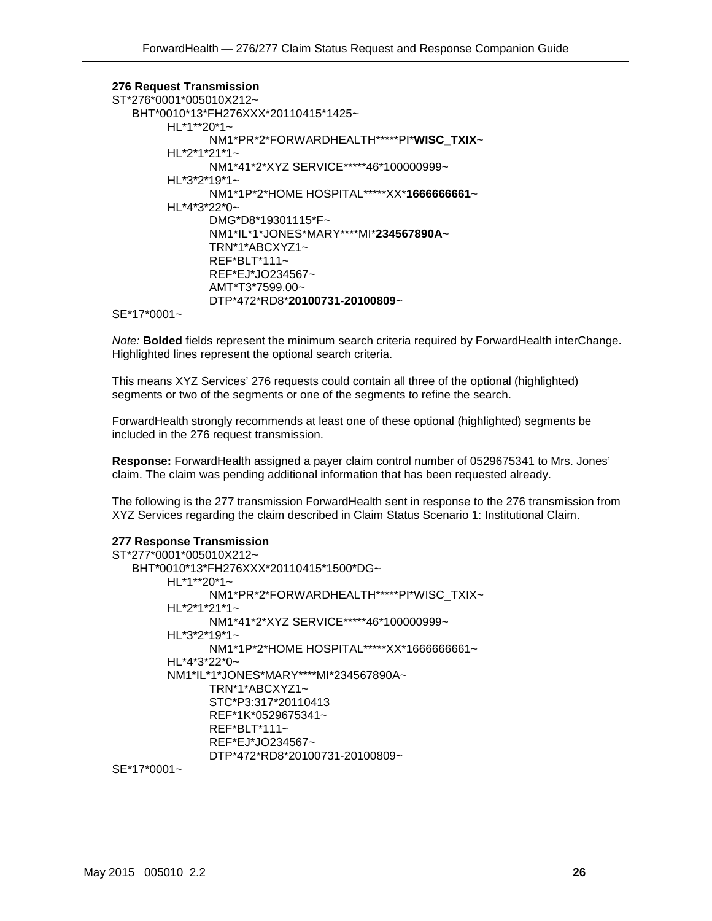**276 Request Transmission**

```
ST*276*0001*005010X212~
    BHT*0010*13*FH276XXX*20110415*1425~
        HL*1**20*1~
            NM1*PR*2*FORWARDHEALTH*****PI*WISC_TXIX~
        HL*2*1*21*1~
            NM1*41*2*XYZ SERVICE*****46*100000999~
        HL*3*2*19*1~
            NM1*1P*2*HOME HOSPITAL*****XX*1666666661~
        HL*4*3*22*0~
            DMG*D8*19301115*F~
            NM1*IL*1*JONES*MARY****MI*234567890A~
            TRN*1*ABCXYZ1~
            REF*BLT*111~
            REF*EJ*JO234567~
            AMT*T3*7599.00~
            DTP*472*RD8*20100731-20100809~
SE*17*0001~
```

*Note:* **Bolded** fields represent the minimum search criteria required by ForwardHealth interChange. Highlighted lines represent the optional search criteria.

This means XYZ Services' 276 requests could contain all three of the optional (highlighted) segments or two of the segments or one of the segments to refine the search.

ForwardHealth strongly recommends at least one of these optional (highlighted) segments be included in the 276 request transmission.

**Response:** ForwardHealth assigned a payer claim control number of 0529675341 to Mrs. Jones' claim. The claim was pending additional information that has been requested already.

The following is the 277 transmission ForwardHealth sent in response to the 276 transmission from XYZ Services regarding the claim described in Claim Status Scenario 1: Institutional Claim.

**277 Response Transmission**

```
ST*277*0001*005010X212~
    BHT*0010*13*FH276XXX*20110415*1500*DG~
        HL*1**20*1~
            NM1*PR*2*FORWARDHEALTH*****PI*WISC_TXIX~
        HL*2*1*21*1~
            NM1*41*2*XYZ SERVICE*****46*100000999~
        HL*3*2*19*1~
            NM1*1P*2*HOME HOSPITAL*****XX*1666666661~
        HL*4*3*22*0~
        NM1*IL*1*JONES*MARY****MI*234567890A~
            TRN*1*ABCXYZ1~
            STC*P3:317*20110413
            REF*1K*0529675341~
            REF*BLT*111~
            REF*EJ*JO234567~
            DTP*472*RD8*20100731-20100809~
SE*17*0001~
```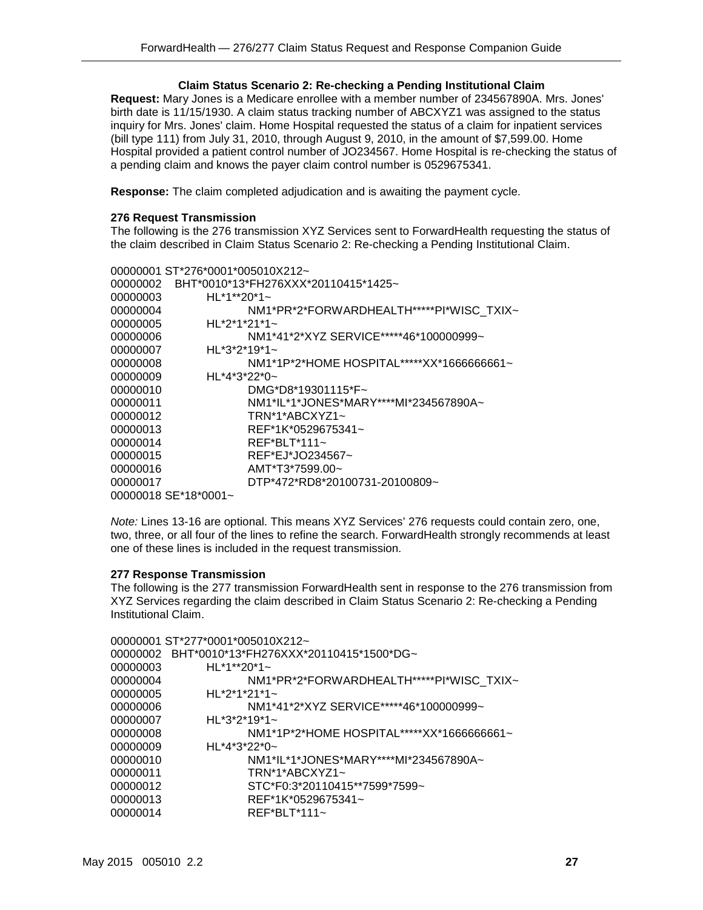### Claim Status Scenario 2: Re-checking a Pending Institutional Claim

**Request:** Mary Jones is a Medicare enrollee with a member number of 234567890A. Mrs. Jones' birth date is 11/15/1930. A claim status tracking number of ABCXYZ1 was assigned to the status inquiry for Mrs. Jones' claim. Home Hospital requested the status of a claim for inpatient services (bill type 111) from July 31, 2010, through August 9, 2010, in the amount of $7,599.00. Home Hospital provided a patient control number of JO234567. Home Hospital is re-checking the status of a pending claim and knows the payer claim control number is 0529675341.

**Response:** The claim completed adjudication and is awaiting the payment cycle.

**276 Request Transmission**

The following is the 276 transmission XYZ Services sent to ForwardHealth requesting the status of the claim described in Claim Status Scenario 2: Re-checking a Pending Institutional Claim.

```
00000001 ST*276*0001*005010X212~
00000002   BHT*0010*13*FH276XXX*20110415*1425~
00000003           HL*1**20*1~
00000004                     NM1*PR*2*FORWARDHEALTH*****PI*WISC_TXIX~
00000005           HL*2*1*21*1~
00000006                     NM1*41*2*XYZ SERVICE*****46*100000999~
00000007           HL*3*2*19*1~
00000008                     NM1*1P*2*HOME HOSPITAL*****XX*1666666661~
00000009           HL*4*3*22*0~
00000010                     DMG*D8*19301115*F~
00000011                     NM1*IL*1*JONES*MARY****MI*234567890A~
00000012                     TRN*1*ABCXYZ1~
00000013                     REF*1K*0529675341~
00000014                     REF*BLT*111~
00000015                     REF*EJ*JO234567~
00000016                     AMT*T3*7599.00~
00000017                     DTP*472*RD8*20100731-20100809~
00000018 SE*18*0001~
```

*Note:* Lines 13-16 are optional. This means XYZ Services' 276 requests could contain zero, one, two, three, or all four of the lines to refine the search. ForwardHealth strongly recommends at least one of these lines is included in the request transmission.

**277 Response Transmission**

The following is the 277 transmission ForwardHealth sent in response to the 276 transmission from XYZ Services regarding the claim described in Claim Status Scenario 2: Re-checking a Pending Institutional Claim.

```
00000001 ST*277*0001*005010X212~
00000002  BHT*0010*13*FH276XXX*20110415*1500*DG~
00000003           HL*1**20*1~
00000004                     NM1*PR*2*FORWARDHEALTH*****PI*WISC_TXIX~
00000005           HL*2*1*21*1~
00000006                     NM1*41*2*XYZ SERVICE*****46*100000999~
00000007           HL*3*2*19*1~
00000008                     NM1*1P*2*HOME HOSPITAL*****XX*1666666661~
00000009           HL*4*3*22*0~
00000010                     NM1*IL*1*JONES*MARY****MI*234567890A~
00000011                     TRN*1*ABCXYZ1~
00000012                     STC*F0:3*20110415**7599*7599~
00000013                     REF*1K*0529675341~
00000014                     REF*BLT*111~
```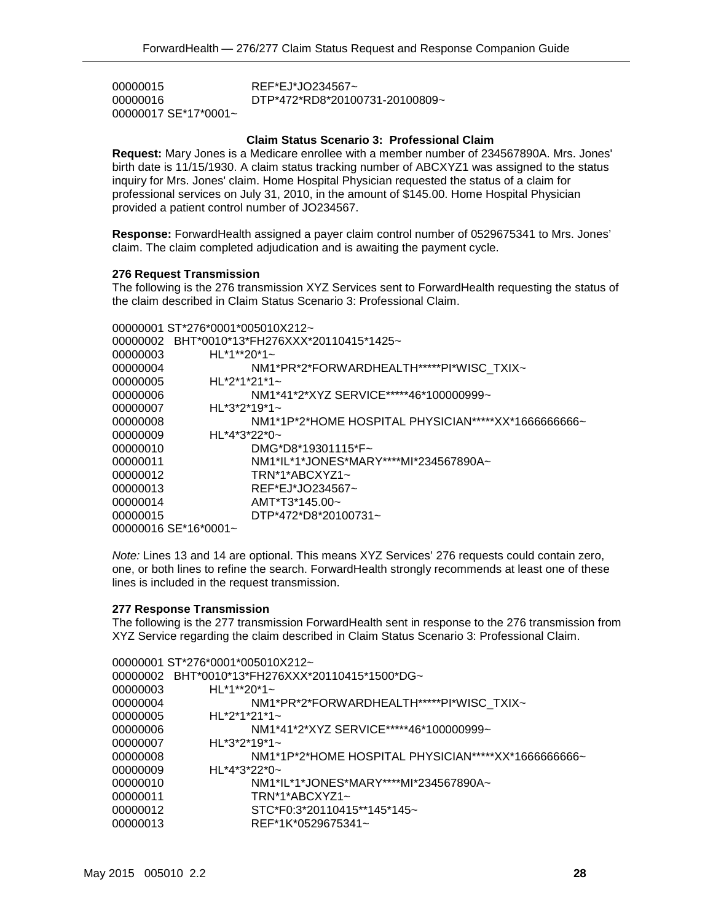```
00000015                REF*EJ*JO234567~
00000016                DTP*472*RD8*20100731-20100809~
00000017 SE*17*0001~
```

**Claim Status Scenario 3: Professional Claim**

**Request:** Mary Jones is a Medicare enrollee with a member number of 234567890A. Mrs. Jones' birth date is 11/15/1930. A claim status tracking number of ABCXYZ1 was assigned to the status inquiry for Mrs. Jones' claim. Home Hospital Physician requested the status of a claim for professional services on July 31, 2010, in the amount of $145.00. Home Hospital Physician provided a patient control number of JO234567.

**Response:** ForwardHealth assigned a payer claim control number of 0529675341 to Mrs. Jones' claim. The claim completed adjudication and is awaiting the payment cycle.

**276 Request Transmission**

The following is the 276 transmission XYZ Services sent to ForwardHealth requesting the status of the claim described in Claim Status Scenario 3: Professional Claim.

```
00000001 ST*276*0001*005010X212~
00000002  BHT*0010*13*FH276XXX*20110415*1425~
00000003        HL*1**20*1~
00000004                NM1*PR*2*FORWARDHEALTH*****PI*WISC_TXIX~
00000005        HL*2*1*21*1~
00000006                NM1*41*2*XYZ SERVICE*****46*100000999~
00000007        HL*3*2*19*1~
00000008                NM1*1P*2*HOME HOSPITAL PHYSICIAN*****XX*1666666666~
00000009        HL*4*3*22*0~
00000010                DMG*D8*19301115*F~
00000011                NM1*IL*1*JONES*MARY****MI*234567890A~
00000012                TRN*1*ABCXYZ1~
00000013                REF*EJ*JO234567~
00000014                AMT*T3*145.00~
00000015                DTP*472*D8*20100731~
00000016 SE*16*0001~
```

*Note:* Lines 13 and 14 are optional. This means XYZ Services' 276 requests could contain zero, one, or both lines to refine the search. ForwardHealth strongly recommends at least one of these lines is included in the request transmission.

**277 Response Transmission**

The following is the 277 transmission ForwardHealth sent in response to the 276 transmission from XYZ Service regarding the claim described in Claim Status Scenario 3: Professional Claim.

```
00000001 ST*276*0001*005010X212~
00000002  BHT*0010*13*FH276XXX*20110415*1500*DG~
00000003        HL*1**20*1~
00000004                NM1*PR*2*FORWARDHEALTH*****PI*WISC_TXIX~
00000005        HL*2*1*21*1~
00000006                NM1*41*2*XYZ SERVICE*****46*100000999~
00000007        HL*3*2*19*1~
00000008                NM1*1P*2*HOME HOSPITAL PHYSICIAN*****XX*1666666666~
00000009        HL*4*3*22*0~
00000010                NM1*IL*1*JONES*MARY****MI*234567890A~
00000011                TRN*1*ABCXYZ1~
00000012                STC*F0:3*20110415**145*145~
00000013                REF*1K*0529675341~
```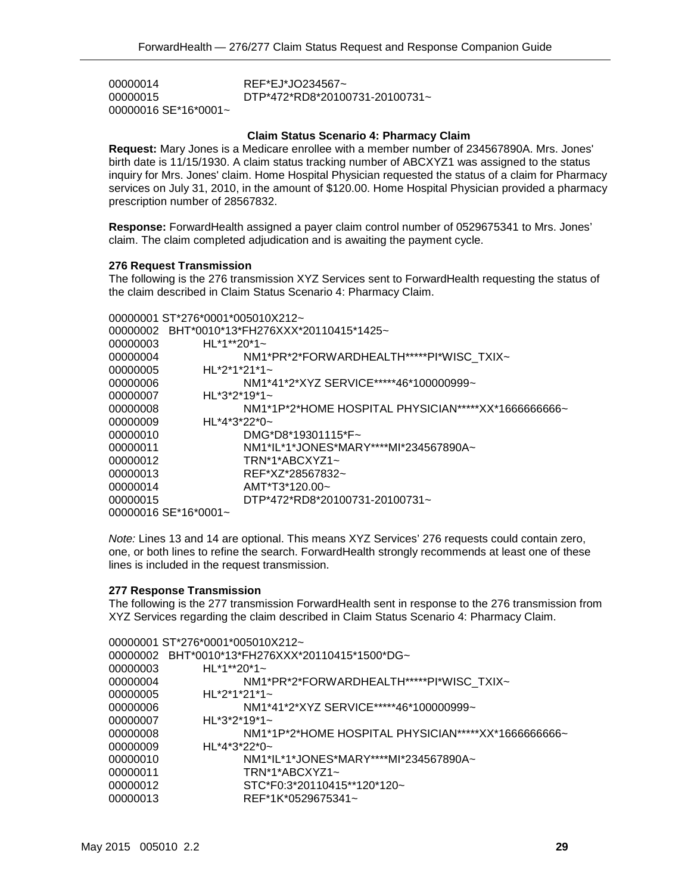```
00000014            REF*EJ*JO234567~
00000015            DTP*472*RD8*20100731-20100731~
00000016 SE*16*0001~
```

### Claim Status Scenario 4: Pharmacy Claim

**Request:** Mary Jones is a Medicare enrollee with a member number of 234567890A. Mrs. Jones' birth date is 11/15/1930. A claim status tracking number of ABCXYZ1 was assigned to the status inquiry for Mrs. Jones' claim. Home Hospital Physician requested the status of a claim for Pharmacy services on July 31, 2010, in the amount of $120.00. Home Hospital Physician provided a pharmacy prescription number of 28567832.

**Response:** ForwardHealth assigned a payer claim control number of 0529675341 to Mrs. Jones' claim. The claim completed adjudication and is awaiting the payment cycle.

**276 Request Transmission**

The following is the 276 transmission XYZ Services sent to ForwardHealth requesting the status of the claim described in Claim Status Scenario 4: Pharmacy Claim.

```
00000001 ST*276*0001*005010X212~
00000002  BHT*0010*13*FH276XXX*20110415*1425~
00000003        HL*1**20*1~
00000004              NM1*PR*2*FORWARDHEALTH*****PI*WISC_TXIX~
00000005        HL*2*1*21*1~
00000006              NM1*41*2*XYZ SERVICE*****46*100000999~
00000007        HL*3*2*19*1~
00000008              NM1*1P*2*HOME HOSPITAL PHYSICIAN*****XX*1666666666~
00000009        HL*4*3*22*0~
00000010              DMG*D8*19301115*F~
00000011              NM1*IL*1*JONES*MARY****MI*234567890A~
00000012              TRN*1*ABCXYZ1~
00000013              REF*XZ*28567832~
00000014              AMT*T3*120.00~
00000015              DTP*472*RD8*20100731-20100731~
00000016 SE*16*0001~
```

*Note:* Lines 13 and 14 are optional. This means XYZ Services' 276 requests could contain zero, one, or both lines to refine the search. ForwardHealth strongly recommends at least one of these lines is included in the request transmission.

**277 Response Transmission**

The following is the 277 transmission ForwardHealth sent in response to the 276 transmission from XYZ Services regarding the claim described in Claim Status Scenario 4: Pharmacy Claim.

```
00000001 ST*276*0001*005010X212~
00000002  BHT*0010*13*FH276XXX*20110415*1500*DG~
00000003        HL*1**20*1~
00000004              NM1*PR*2*FORWARDHEALTH*****PI*WISC_TXIX~
00000005        HL*2*1*21*1~
00000006              NM1*41*2*XYZ SERVICE*****46*100000999~
00000007        HL*3*2*19*1~
00000008              NM1*1P*2*HOME HOSPITAL PHYSICIAN*****XX*1666666666~
00000009        HL*4*3*22*0~
00000010              NM1*IL*1*JONES*MARY****MI*234567890A~
00000011              TRN*1*ABCXYZ1~
00000012              STC*F0:3*20110415**120*120~
00000013              REF*1K*0529675341~
```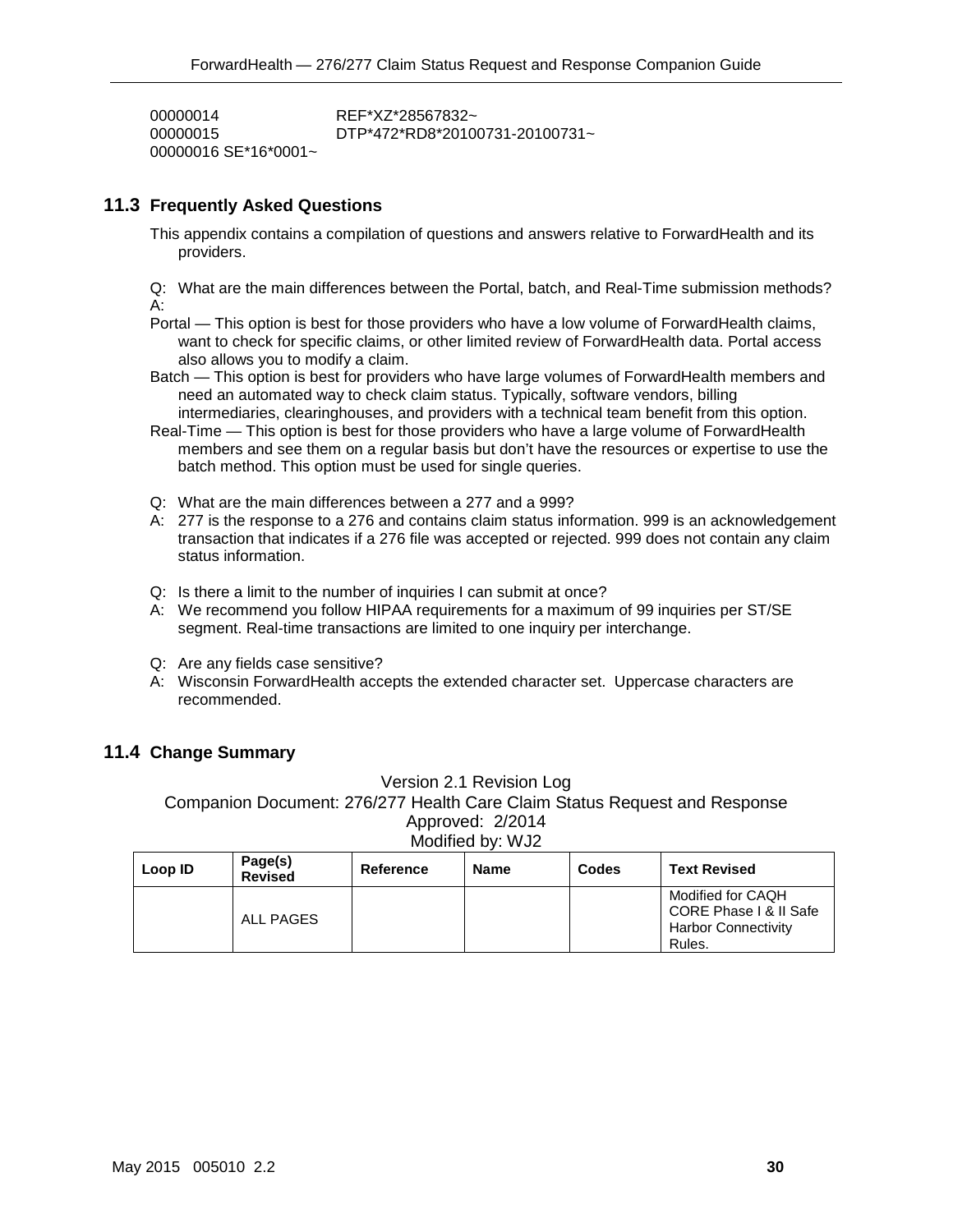```
00000014            REF*XZ*28567832~
00000015            DTP*472*RD8*20100731-20100731~
00000016 SE*16*0001~
```

## 11.3 Frequently Asked Questions

This appendix contains a compilation of questions and answers relative to ForwardHealth and its providers.

Q: What are the main differences between the Portal, batch, and Real-Time submission methods?
A:

Portal — This option is best for those providers who have a low volume of ForwardHealth claims, want to check for specific claims, or other limited review of ForwardHealth data. Portal access also allows you to modify a claim.

Batch — This option is best for providers who have large volumes of ForwardHealth members and need an automated way to check claim status. Typically, software vendors, billing intermediaries, clearinghouses, and providers with a technical team benefit from this option.

Real-Time — This option is best for those providers who have a large volume of ForwardHealth members and see them on a regular basis but don't have the resources or expertise to use the batch method. This option must be used for single queries.

Q: What are the main differences between a 277 and a 999?
A: 277 is the response to a 276 and contains claim status information. 999 is an acknowledgement transaction that indicates if a 276 file was accepted or rejected. 999 does not contain any claim status information.

Q: Is there a limit to the number of inquiries I can submit at once?
A: We recommend you follow HIPAA requirements for a maximum of 99 inquiries per ST/SE segment. Real-time transactions are limited to one inquiry per interchange.

Q: Are any fields case sensitive?
A: Wisconsin ForwardHealth accepts the extended character set. Uppercase characters are recommended.

## 11.4 Change Summary

Version 2.1 Revision Log
Companion Document: 276/277 Health Care Claim Status Request and Response
Approved: 2/2014
Modified by: WJ2

| Loop ID | Page(s) Revised | Reference | Name | Codes | Text Revised |
|---|---|---|---|---|---|
| | ALL PAGES | | | | Modified for CAQH CORE Phase I & II Safe Harbor Connectivity Rules. |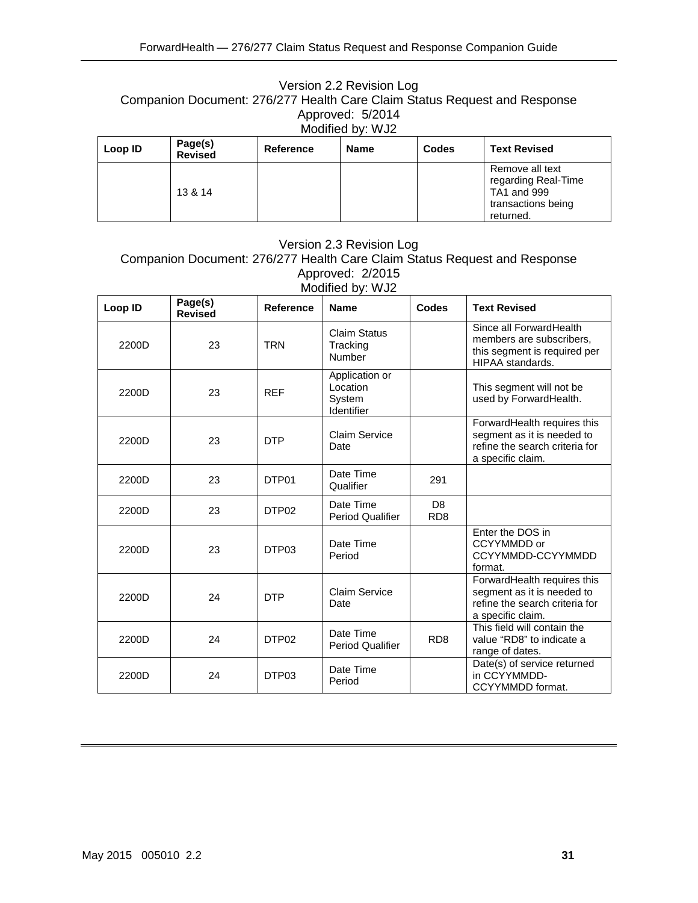Version 2.2 Revision Log
Companion Document: 276/277 Health Care Claim Status Request and Response
Approved: 5/2014
Modified by: WJ2

| Loop ID | Page(s) Revised | Reference | Name | Codes | Text Revised |
|---|---|---|---|---|---|
| | 13 & 14 | | | | Remove all text regarding Real-Time TA1 and 999 transactions being returned. |

Version 2.3 Revision Log
Companion Document: 276/277 Health Care Claim Status Request and Response
Approved: 2/2015
Modified by: WJ2

| Loop ID | Page(s) Revised | Reference | Name | Codes | Text Revised |
|---|---|---|---|---|---|
| 2200D | 23 | TRN | Claim Status Tracking Number | | Since all ForwardHealth members are subscribers, this segment is required per HIPAA standards. |
| 2200D | 23 | REF | Application or Location System Identifier | | This segment will not be used by ForwardHealth. |
| 2200D | 23 | DTP | Claim Service Date | | ForwardHealth requires this segment as it is needed to refine the search criteria for a specific claim. |
| 2200D | 23 | DTP01 | Date Time Qualifier | 291 | |
| 2200D | 23 | DTP02 | Date Time Period Qualifier | D8 RD8 | |
| 2200D | 23 | DTP03 | Date Time Period | | Enter the DOS in CCYYMMDD or CCYYMMDD-CCYYMMDD format. |
| 2200D | 24 | DTP | Claim Service Date | | ForwardHealth requires this segment as it is needed to refine the search criteria for a specific claim. |
| 2200D | 24 | DTP02 | Date Time Period Qualifier | RD8 | This field will contain the value "RD8" to indicate a range of dates. |
| 2200D | 24 | DTP03 | Date Time Period | | Date(s) of service returned in CCYYMMDD-CCYYMMDD format. |